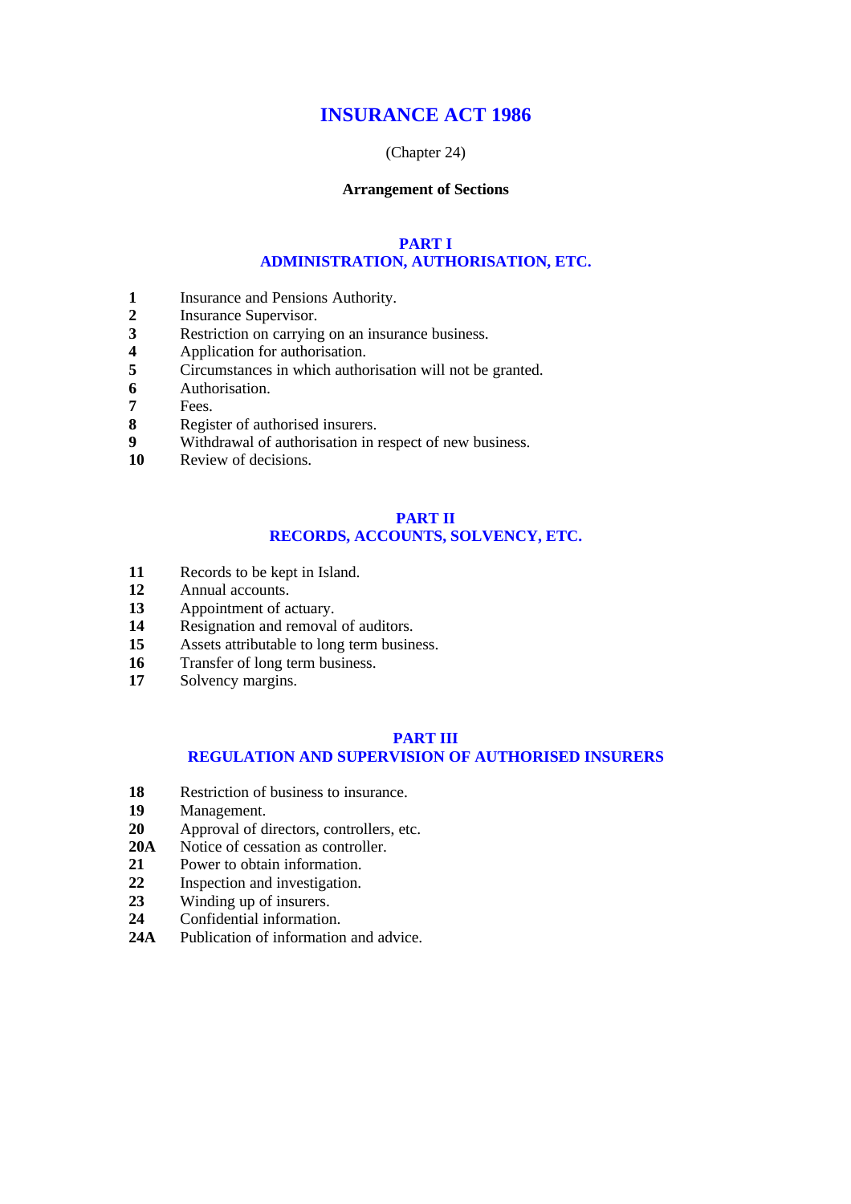# INSURANCE ACT 1986

(Chapter 24)

**Arrangement of Sections**

## PART I
## ADMINISTRATION, AUTHORISATION, ETC.

**1** Insurance and Pensions Authority.
**2** Insurance Supervisor.
**3** Restriction on carrying on an insurance business.
**4** Application for authorisation.
**5** Circumstances in which authorisation will not be granted.
**6** Authorisation.
**7** Fees.
**8** Register of authorised insurers.
**9** Withdrawal of authorisation in respect of new business.
**10** Review of decisions.

## PART II
## RECORDS, ACCOUNTS, SOLVENCY, ETC.

**11** Records to be kept in Island.
**12** Annual accounts.
**13** Appointment of actuary.
**14** Resignation and removal of auditors.
**15** Assets attributable to long term business.
**16** Transfer of long term business.
**17** Solvency margins.

## PART III
## REGULATION AND SUPERVISION OF AUTHORISED INSURERS

**18** Restriction of business to insurance.
**19** Management.
**20** Approval of directors, controllers, etc.
**20A** Notice of cessation as controller.
**21** Power to obtain information.
**22** Inspection and investigation.
**23** Winding up of insurers.
**24** Confidential information.
**24A** Publication of information and advice.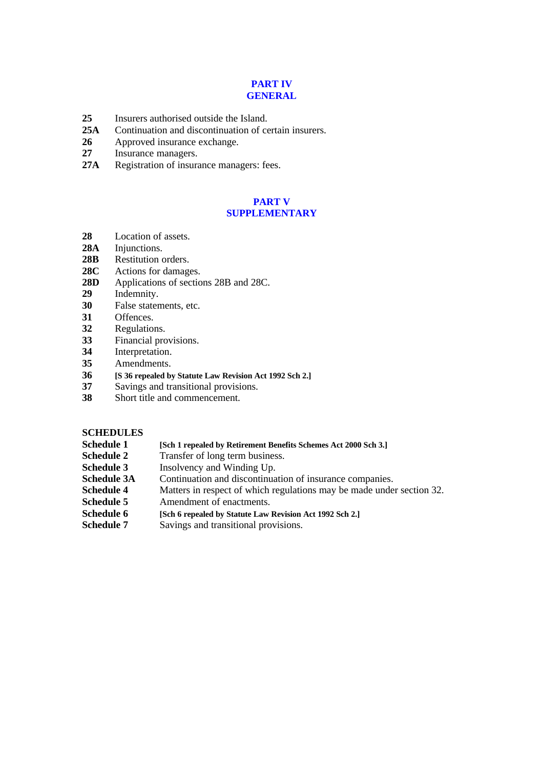## PART IV
## GENERAL

**25** Insurers authorised outside the Island.
**25A** Continuation and discontinuation of certain insurers.
**26** Approved insurance exchange.
**27** Insurance managers.
**27A** Registration of insurance managers: fees.

## PART V
## SUPPLEMENTARY

**28** Location of assets.
**28A** Injunctions.
**28B** Restitution orders.
**28C** Actions for damages.
**28D** Applications of sections 28B and 28C.
**29** Indemnity.
**30** False statements, etc.
**31** Offences.
**32** Regulations.
**33** Financial provisions.
**34** Interpretation.
**35** Amendments.
**36** **[S 36 repealed by Statute Law Revision Act 1992 Sch 2.]**
**37** Savings and transitional provisions.
**38** Short title and commencement.

**SCHEDULES**

**Schedule 1** **[Sch 1 repealed by Retirement Benefits Schemes Act 2000 Sch 3.]**
**Schedule 2** Transfer of long term business.
**Schedule 3** Insolvency and Winding Up.
**Schedule 3A** Continuation and discontinuation of insurance companies.
**Schedule 4** Matters in respect of which regulations may be made under section 32.
**Schedule 5** Amendment of enactments.
**Schedule 6** **[Sch 6 repealed by Statute Law Revision Act 1992 Sch 2.]**
**Schedule 7** Savings and transitional provisions.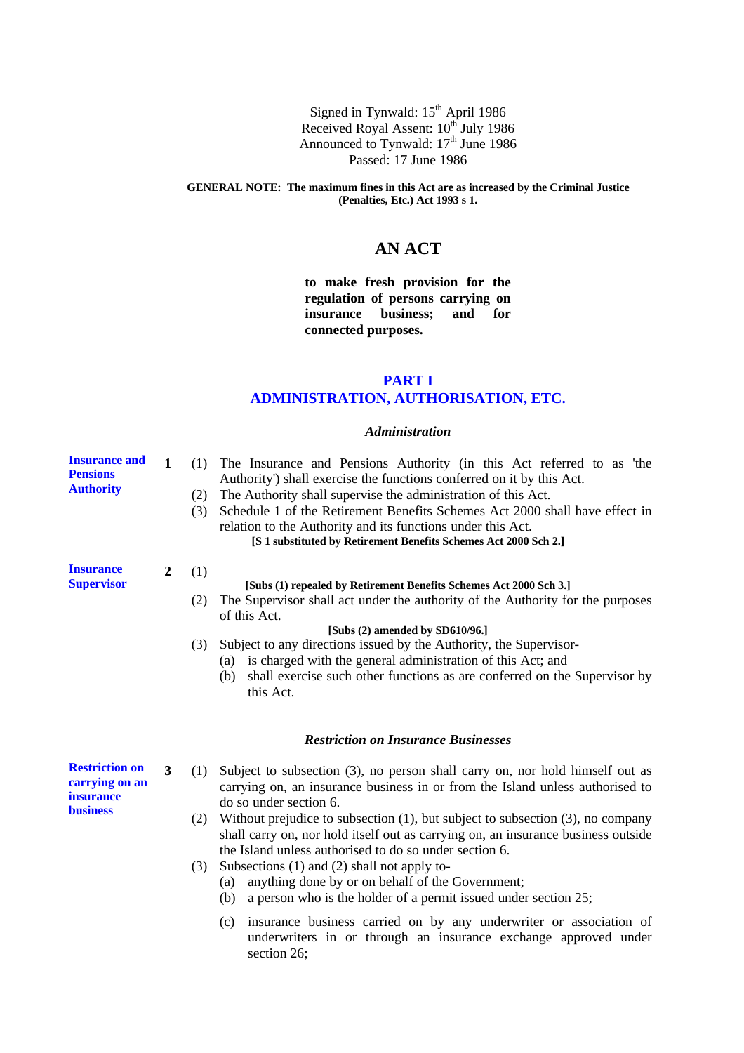Signed in Tynwald: 15th April 1986
Received Royal Assent: 10th July 1986
Announced to Tynwald: 17th June 1986
Passed: 17 June 1986

**GENERAL NOTE: The maximum fines in this Act are as increased by the Criminal Justice (Penalties, Etc.) Act 1993 s 1.**

# AN ACT

**to make fresh provision for the regulation of persons carrying on insurance business; and for connected purposes.**

## PART I
## ADMINISTRATION, AUTHORISATION, ETC.

### *Administration*

**Insurance and Pensions Authority**

**1** (1) The Insurance and Pensions Authority (in this Act referred to as 'the Authority') shall exercise the functions conferred on it by this Act.

(2) The Authority shall supervise the administration of this Act.

(3) Schedule 1 of the Retirement Benefits Schemes Act 2000 shall have effect in relation to the Authority and its functions under this Act.

**[S 1 substituted by Retirement Benefits Schemes Act 2000 Sch 2.]**

**Insurance Supervisor**

**2** (1)

**[Subs (1) repealed by Retirement Benefits Schemes Act 2000 Sch 3.]**

(2) The Supervisor shall act under the authority of the Authority for the purposes of this Act.

**[Subs (2) amended by SD610/96.]**

(3) Subject to any directions issued by the Authority, the Supervisor-

(a) is charged with the general administration of this Act; and

(b) shall exercise such other functions as are conferred on the Supervisor by this Act.

### *Restriction on Insurance Businesses*

**Restriction on carrying on an insurance business**

**3** (1) Subject to subsection (3), no person shall carry on, nor hold himself out as carrying on, an insurance business in or from the Island unless authorised to do so under section 6.

(2) Without prejudice to subsection (1), but subject to subsection (3), no company shall carry on, nor hold itself out as carrying on, an insurance business outside the Island unless authorised to do so under section 6.

(3) Subsections (1) and (2) shall not apply to-

(a) anything done by or on behalf of the Government;

(b) a person who is the holder of a permit issued under section 25;

(c) insurance business carried on by any underwriter or association of underwriters in or through an insurance exchange approved under section 26;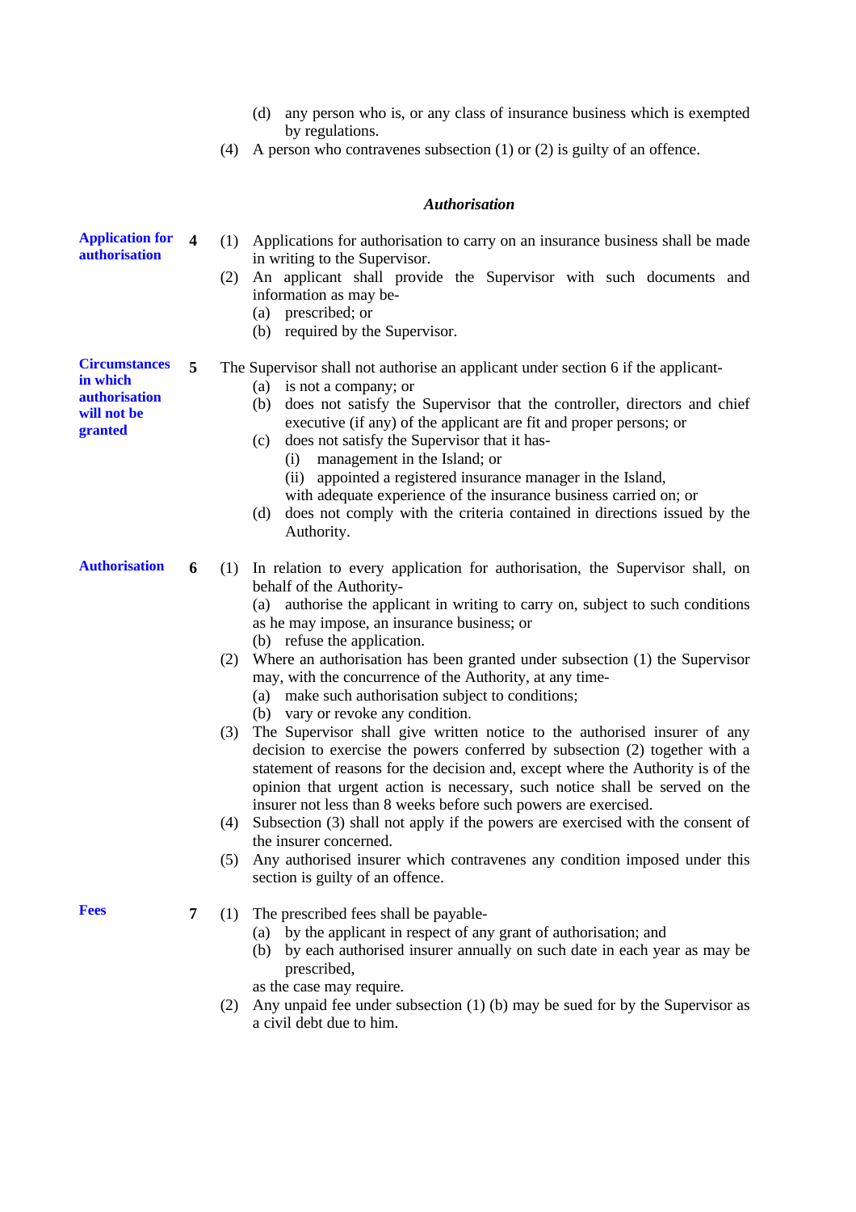(d) any person who is, or any class of insurance business which is exempted by regulations.

(4) A person who contravenes subsection (1) or (2) is guilty of an offence.

### *Authorisation*

**Application for authorisation**

**4** (1) Applications for authorisation to carry on an insurance business shall be made in writing to the Supervisor.

(2) An applicant shall provide the Supervisor with such documents and information as may be-

(a) prescribed; or

(b) required by the Supervisor.

**Circumstances in which authorisation will not be granted**

**5** The Supervisor shall not authorise an applicant under section 6 if the applicant-

(a) is not a company; or

(b) does not satisfy the Supervisor that the controller, directors and chief executive (if any) of the applicant are fit and proper persons; or

(c) does not satisfy the Supervisor that it has-

(i) management in the Island; or

(ii) appointed a registered insurance manager in the Island,

with adequate experience of the insurance business carried on; or

(d) does not comply with the criteria contained in directions issued by the Authority.

**Authorisation**

**6** (1) In relation to every application for authorisation, the Supervisor shall, on behalf of the Authority-

(a) authorise the applicant in writing to carry on, subject to such conditions as he may impose, an insurance business; or

(b) refuse the application.

(2) Where an authorisation has been granted under subsection (1) the Supervisor may, with the concurrence of the Authority, at any time-

(a) make such authorisation subject to conditions;

(b) vary or revoke any condition.

(3) The Supervisor shall give written notice to the authorised insurer of any decision to exercise the powers conferred by subsection (2) together with a statement of reasons for the decision and, except where the Authority is of the opinion that urgent action is necessary, such notice shall be served on the insurer not less than 8 weeks before such powers are exercised.

(4) Subsection (3) shall not apply if the powers are exercised with the consent of the insurer concerned.

(5) Any authorised insurer which contravenes any condition imposed under this section is guilty of an offence.

**Fees**

**7** (1) The prescribed fees shall be payable-

(a) by the applicant in respect of any grant of authorisation; and

(b) by each authorised insurer annually on such date in each year as may be prescribed,

as the case may require.

(2) Any unpaid fee under subsection (1) (b) may be sued for by the Supervisor as a civil debt due to him.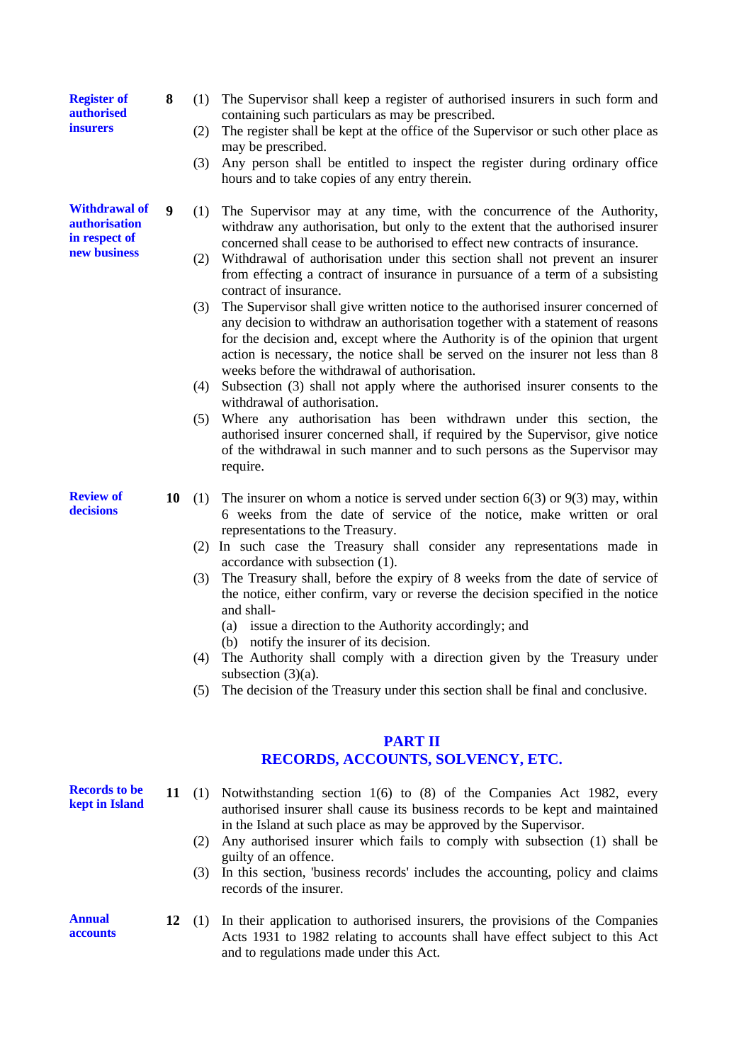**Register of authorised insurers**

**8** (1) The Supervisor shall keep a register of authorised insurers in such form and containing such particulars as may be prescribed.

(2) The register shall be kept at the office of the Supervisor or such other place as may be prescribed.

(3) Any person shall be entitled to inspect the register during ordinary office hours and to take copies of any entry therein.

**Withdrawal of authorisation in respect of new business**

**9** (1) The Supervisor may at any time, with the concurrence of the Authority, withdraw any authorisation, but only to the extent that the authorised insurer concerned shall cease to be authorised to effect new contracts of insurance.

(2) Withdrawal of authorisation under this section shall not prevent an insurer from effecting a contract of insurance in pursuance of a term of a subsisting contract of insurance.

(3) The Supervisor shall give written notice to the authorised insurer concerned of any decision to withdraw an authorisation together with a statement of reasons for the decision and, except where the Authority is of the opinion that urgent action is necessary, the notice shall be served on the insurer not less than 8 weeks before the withdrawal of authorisation.

(4) Subsection (3) shall not apply where the authorised insurer consents to the withdrawal of authorisation.

(5) Where any authorisation has been withdrawn under this section, the authorised insurer concerned shall, if required by the Supervisor, give notice of the withdrawal in such manner and to such persons as the Supervisor may require.

**Review of decisions**

**10** (1) The insurer on whom a notice is served under section 6(3) or 9(3) may, within 6 weeks from the date of service of the notice, make written or oral representations to the Treasury.

(2) In such case the Treasury shall consider any representations made in accordance with subsection (1).

(3) The Treasury shall, before the expiry of 8 weeks from the date of service of the notice, either confirm, vary or reverse the decision specified in the notice and shall-

(a) issue a direction to the Authority accordingly; and

(b) notify the insurer of its decision.

(4) The Authority shall comply with a direction given by the Treasury under subsection (3)(a).

(5) The decision of the Treasury under this section shall be final and conclusive.

## PART II
## RECORDS, ACCOUNTS, SOLVENCY, ETC.

**Records to be kept in Island**

**11** (1) Notwithstanding section 1(6) to (8) of the Companies Act 1982, every authorised insurer shall cause its business records to be kept and maintained in the Island at such place as may be approved by the Supervisor.

(2) Any authorised insurer which fails to comply with subsection (1) shall be guilty of an offence.

(3) In this section, 'business records' includes the accounting, policy and claims records of the insurer.

**Annual accounts**

**12** (1) In their application to authorised insurers, the provisions of the Companies Acts 1931 to 1982 relating to accounts shall have effect subject to this Act and to regulations made under this Act.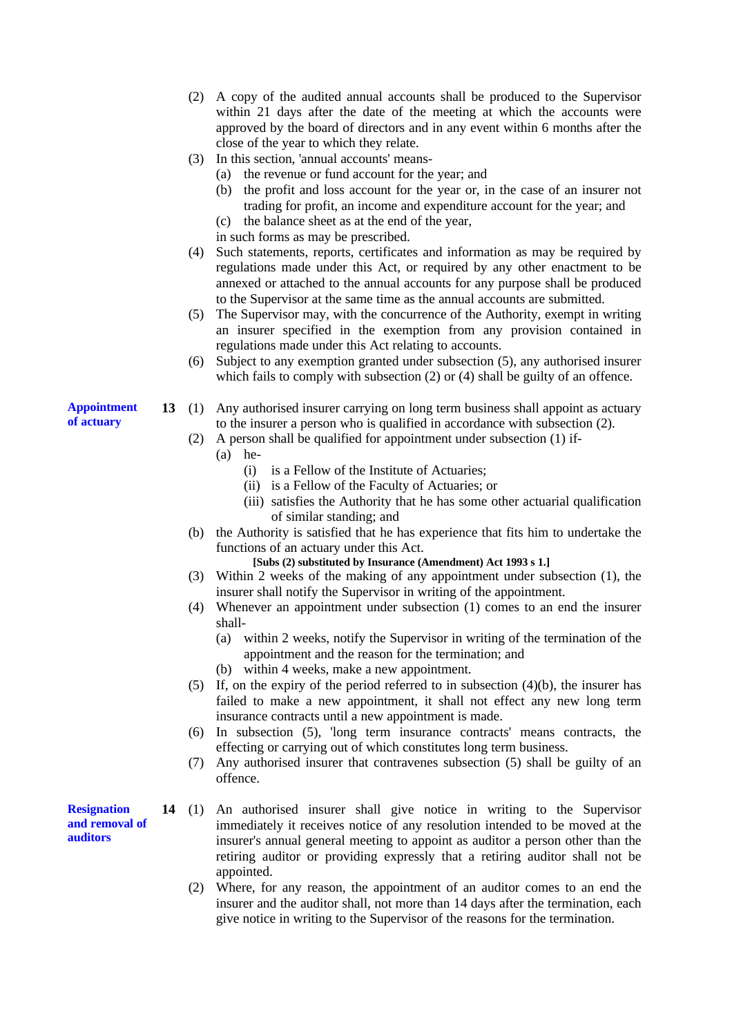(2) A copy of the audited annual accounts shall be produced to the Supervisor within 21 days after the date of the meeting at which the accounts were approved by the board of directors and in any event within 6 months after the close of the year to which they relate.

(3) In this section, 'annual accounts' means-

(a) the revenue or fund account for the year; and

(b) the profit and loss account for the year or, in the case of an insurer not trading for profit, an income and expenditure account for the year; and

(c) the balance sheet as at the end of the year,

in such forms as may be prescribed.

(4) Such statements, reports, certificates and information as may be required by regulations made under this Act, or required by any other enactment to be annexed or attached to the annual accounts for any purpose shall be produced to the Supervisor at the same time as the annual accounts are submitted.

(5) The Supervisor may, with the concurrence of the Authority, exempt in writing an insurer specified in the exemption from any provision contained in regulations made under this Act relating to accounts.

(6) Subject to any exemption granted under subsection (5), any authorised insurer which fails to comply with subsection (2) or (4) shall be guilty of an offence.

**Appointment of actuary**

**13** (1) Any authorised insurer carrying on long term business shall appoint as actuary to the insurer a person who is qualified in accordance with subsection (2).

(2) A person shall be qualified for appointment under subsection (1) if-

(a) he-

(i) is a Fellow of the Institute of Actuaries;

(ii) is a Fellow of the Faculty of Actuaries; or

(iii) satisfies the Authority that he has some other actuarial qualification of similar standing; and

(b) the Authority is satisfied that he has experience that fits him to undertake the functions of an actuary under this Act.

**[Subs (2) substituted by Insurance (Amendment) Act 1993 s 1.]**

(3) Within 2 weeks of the making of any appointment under subsection (1), the insurer shall notify the Supervisor in writing of the appointment.

(4) Whenever an appointment under subsection (1) comes to an end the insurer shall-

(a) within 2 weeks, notify the Supervisor in writing of the termination of the appointment and the reason for the termination; and

(b) within 4 weeks, make a new appointment.

(5) If, on the expiry of the period referred to in subsection (4)(b), the insurer has failed to make a new appointment, it shall not effect any new long term insurance contracts until a new appointment is made.

(6) In subsection (5), 'long term insurance contracts' means contracts, the effecting or carrying out of which constitutes long term business.

(7) Any authorised insurer that contravenes subsection (5) shall be guilty of an offence.

**Resignation and removal of auditors**

**14** (1) An authorised insurer shall give notice in writing to the Supervisor immediately it receives notice of any resolution intended to be moved at the insurer's annual general meeting to appoint as auditor a person other than the retiring auditor or providing expressly that a retiring auditor shall not be appointed.

(2) Where, for any reason, the appointment of an auditor comes to an end the insurer and the auditor shall, not more than 14 days after the termination, each give notice in writing to the Supervisor of the reasons for the termination.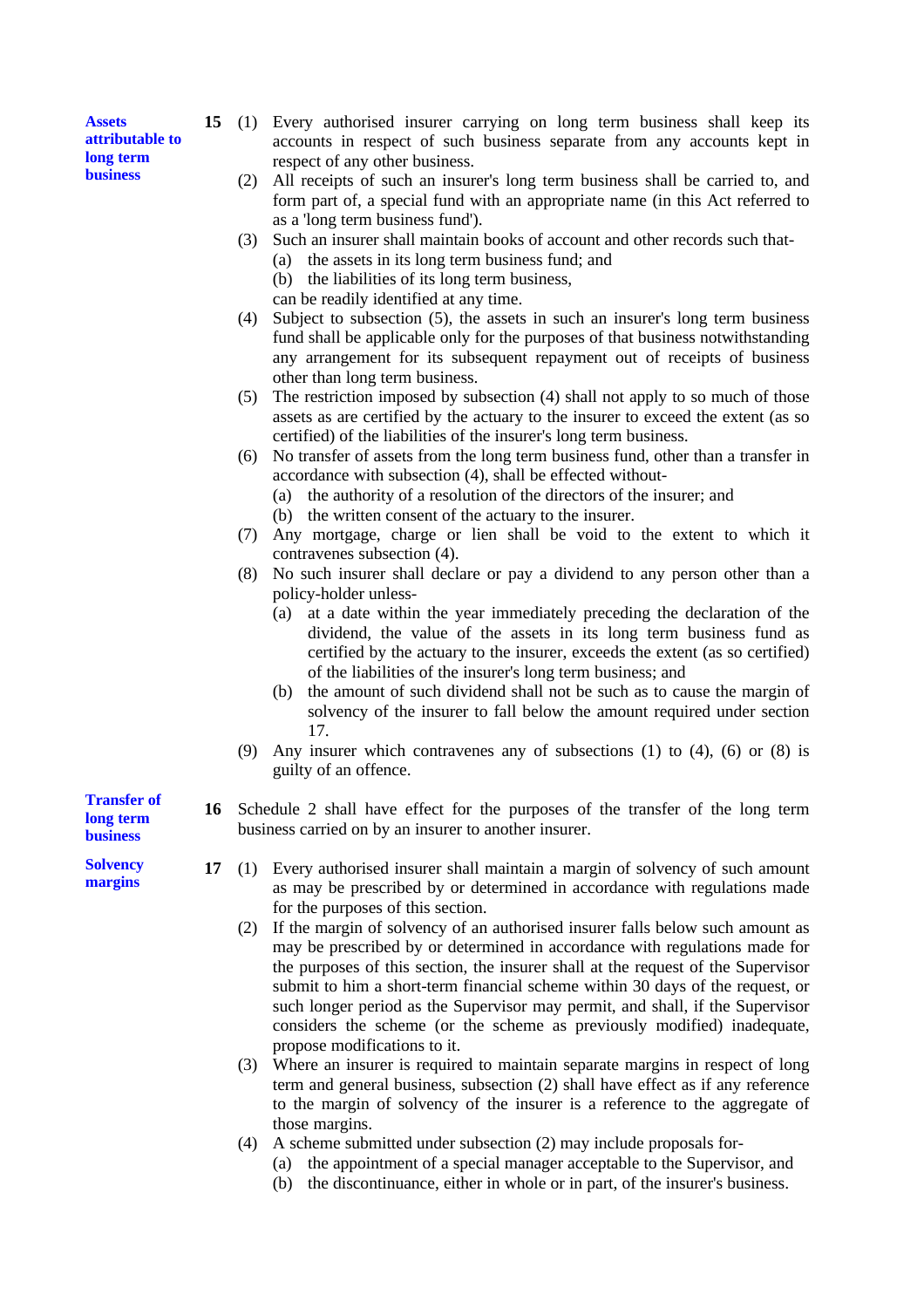**Assets attributable to long term business**

**15** (1) Every authorised insurer carrying on long term business shall keep its accounts in respect of such business separate from any accounts kept in respect of any other business.

(2) All receipts of such an insurer's long term business shall be carried to, and form part of, a special fund with an appropriate name (in this Act referred to as a 'long term business fund').

(3) Such an insurer shall maintain books of account and other records such that-

(a) the assets in its long term business fund; and

(b) the liabilities of its long term business,

can be readily identified at any time.

(4) Subject to subsection (5), the assets in such an insurer's long term business fund shall be applicable only for the purposes of that business notwithstanding any arrangement for its subsequent repayment out of receipts of business other than long term business.

(5) The restriction imposed by subsection (4) shall not apply to so much of those assets as are certified by the actuary to the insurer to exceed the extent (as so certified) of the liabilities of the insurer's long term business.

(6) No transfer of assets from the long term business fund, other than a transfer in accordance with subsection (4), shall be effected without-

(a) the authority of a resolution of the directors of the insurer; and

(b) the written consent of the actuary to the insurer.

(7) Any mortgage, charge or lien shall be void to the extent to which it contravenes subsection (4).

(8) No such insurer shall declare or pay a dividend to any person other than a policy-holder unless-

(a) at a date within the year immediately preceding the declaration of the dividend, the value of the assets in its long term business fund as certified by the actuary to the insurer, exceeds the extent (as so certified) of the liabilities of the insurer's long term business; and

(b) the amount of such dividend shall not be such as to cause the margin of solvency of the insurer to fall below the amount required under section 17.

(9) Any insurer which contravenes any of subsections (1) to (4), (6) or (8) is guilty of an offence.

**Transfer of long term business**

**16** Schedule 2 shall have effect for the purposes of the transfer of the long term business carried on by an insurer to another insurer.

**Solvency margins**

**17** (1) Every authorised insurer shall maintain a margin of solvency of such amount as may be prescribed by or determined in accordance with regulations made for the purposes of this section.

(2) If the margin of solvency of an authorised insurer falls below such amount as may be prescribed by or determined in accordance with regulations made for the purposes of this section, the insurer shall at the request of the Supervisor submit to him a short-term financial scheme within 30 days of the request, or such longer period as the Supervisor may permit, and shall, if the Supervisor considers the scheme (or the scheme as previously modified) inadequate, propose modifications to it.

(3) Where an insurer is required to maintain separate margins in respect of long term and general business, subsection (2) shall have effect as if any reference to the margin of solvency of the insurer is a reference to the aggregate of those margins.

(4) A scheme submitted under subsection (2) may include proposals for-

(a) the appointment of a special manager acceptable to the Supervisor, and

(b) the discontinuance, either in whole or in part, of the insurer's business.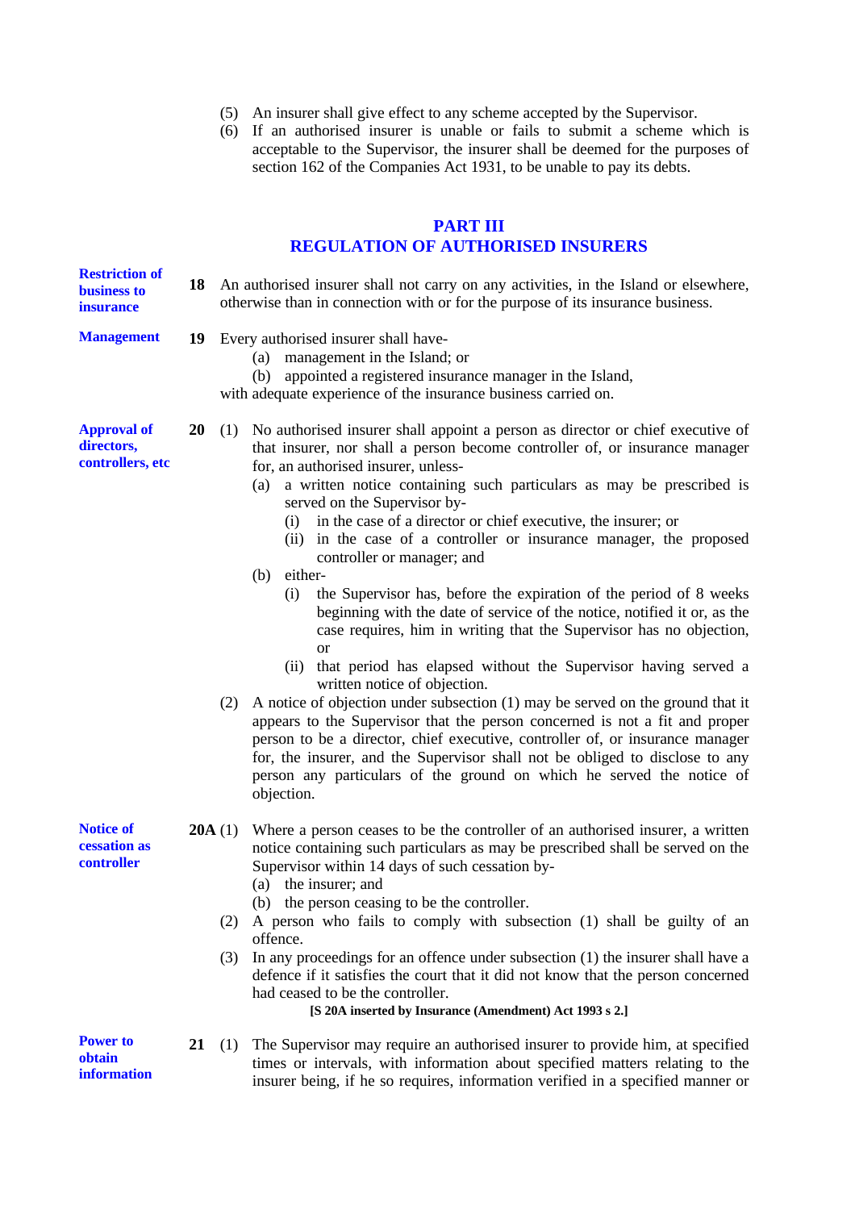(5) An insurer shall give effect to any scheme accepted by the Supervisor.

(6) If an authorised insurer is unable or fails to submit a scheme which is acceptable to the Supervisor, the insurer shall be deemed for the purposes of section 162 of the Companies Act 1931, to be unable to pay its debts.

## PART III
## REGULATION OF AUTHORISED INSURERS

**Restriction of business to insurance**

**18** An authorised insurer shall not carry on any activities, in the Island or elsewhere, otherwise than in connection with or for the purpose of its insurance business.

**Management**

**19** Every authorised insurer shall have-

(a) management in the Island; or

(b) appointed a registered insurance manager in the Island,

with adequate experience of the insurance business carried on.

**Approval of directors, controllers, etc**

**20** (1) No authorised insurer shall appoint a person as director or chief executive of that insurer, nor shall a person become controller of, or insurance manager for, an authorised insurer, unless-

(a) a written notice containing such particulars as may be prescribed is served on the Supervisor by-

(i) in the case of a director or chief executive, the insurer; or

(ii) in the case of a controller or insurance manager, the proposed controller or manager; and

(b) either-

(i) the Supervisor has, before the expiration of the period of 8 weeks beginning with the date of service of the notice, notified it or, as the case requires, him in writing that the Supervisor has no objection, or

(ii) that period has elapsed without the Supervisor having served a written notice of objection.

(2) A notice of objection under subsection (1) may be served on the ground that it appears to the Supervisor that the person concerned is not a fit and proper person to be a director, chief executive, controller of, or insurance manager for, the insurer, and the Supervisor shall not be obliged to disclose to any person any particulars of the ground on which he served the notice of objection.

**Notice of cessation as controller**

**20A** (1) Where a person ceases to be the controller of an authorised insurer, a written notice containing such particulars as may be prescribed shall be served on the Supervisor within 14 days of such cessation by-

(a) the insurer; and

(b) the person ceasing to be the controller.

(2) A person who fails to comply with subsection (1) shall be guilty of an offence.

(3) In any proceedings for an offence under subsection (1) the insurer shall have a defence if it satisfies the court that it did not know that the person concerned had ceased to be the controller.

**[S 20A inserted by Insurance (Amendment) Act 1993 s 2.]**

**Power to obtain information**

**21** (1) The Supervisor may require an authorised insurer to provide him, at specified times or intervals, with information about specified matters relating to the insurer being, if he so requires, information verified in a specified manner or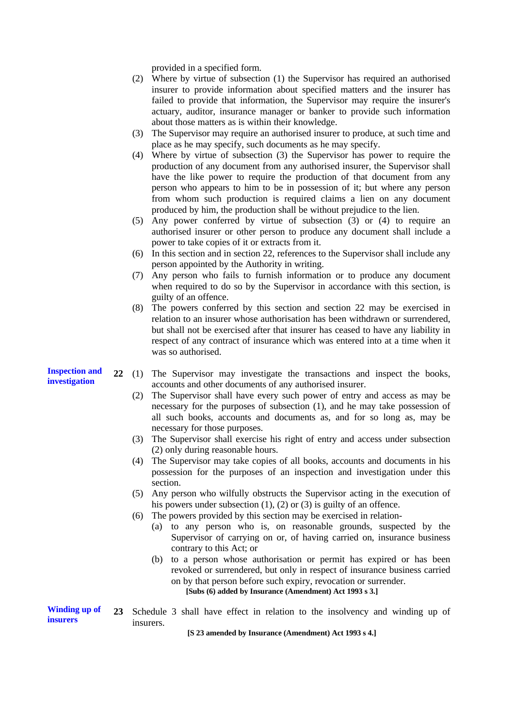provided in a specified form.

(2) Where by virtue of subsection (1) the Supervisor has required an authorised insurer to provide information about specified matters and the insurer has failed to provide that information, the Supervisor may require the insurer's actuary, auditor, insurance manager or banker to provide such information about those matters as is within their knowledge.

(3) The Supervisor may require an authorised insurer to produce, at such time and place as he may specify, such documents as he may specify.

(4) Where by virtue of subsection (3) the Supervisor has power to require the production of any document from any authorised insurer, the Supervisor shall have the like power to require the production of that document from any person who appears to him to be in possession of it; but where any person from whom such production is required claims a lien on any document produced by him, the production shall be without prejudice to the lien.

(5) Any power conferred by virtue of subsection (3) or (4) to require an authorised insurer or other person to produce any document shall include a power to take copies of it or extracts from it.

(6) In this section and in section 22, references to the Supervisor shall include any person appointed by the Authority in writing.

(7) Any person who fails to furnish information or to produce any document when required to do so by the Supervisor in accordance with this section, is guilty of an offence.

(8) The powers conferred by this section and section 22 may be exercised in relation to an insurer whose authorisation has been withdrawn or surrendered, but shall not be exercised after that insurer has ceased to have any liability in respect of any contract of insurance which was entered into at a time when it was so authorised.

**Inspection and investigation**

**22** (1) The Supervisor may investigate the transactions and inspect the books, accounts and other documents of any authorised insurer.

(2) The Supervisor shall have every such power of entry and access as may be necessary for the purposes of subsection (1), and he may take possession of all such books, accounts and documents as, and for so long as, may be necessary for those purposes.

(3) The Supervisor shall exercise his right of entry and access under subsection (2) only during reasonable hours.

(4) The Supervisor may take copies of all books, accounts and documents in his possession for the purposes of an inspection and investigation under this section.

(5) Any person who wilfully obstructs the Supervisor acting in the execution of his powers under subsection (1), (2) or (3) is guilty of an offence.

(6) The powers provided by this section may be exercised in relation-

(a) to any person who is, on reasonable grounds, suspected by the Supervisor of carrying on or, of having carried on, insurance business contrary to this Act; or

(b) to a person whose authorisation or permit has expired or has been revoked or surrendered, but only in respect of insurance business carried on by that person before such expiry, revocation or surrender.

**[Subs (6) added by Insurance (Amendment) Act 1993 s 3.]**

**Winding up of insurers**

**23** Schedule 3 shall have effect in relation to the insolvency and winding up of insurers.

**[S 23 amended by Insurance (Amendment) Act 1993 s 4.]**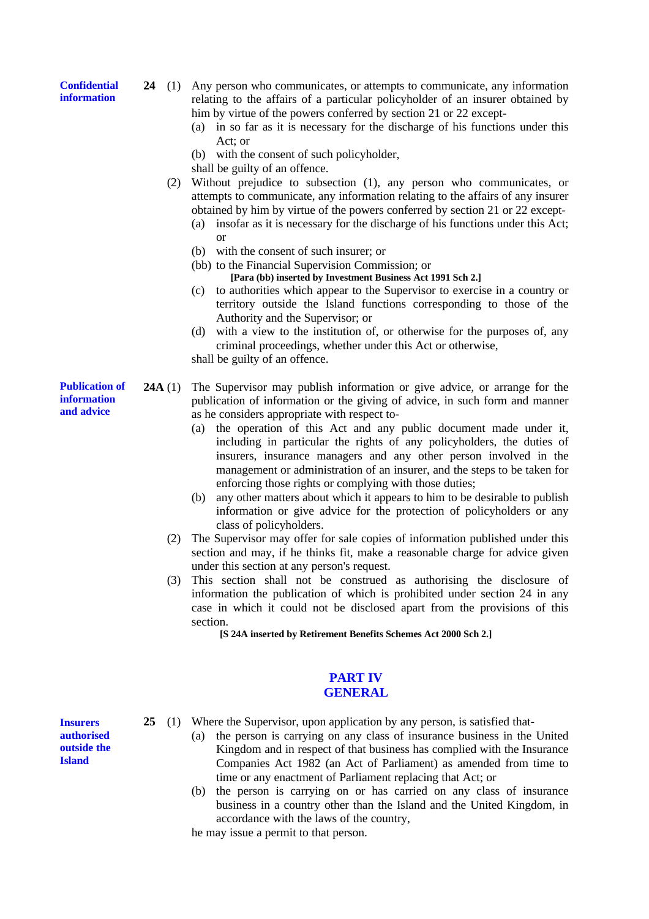**Confidential information**

**24** (1) Any person who communicates, or attempts to communicate, any information relating to the affairs of a particular policyholder of an insurer obtained by him by virtue of the powers conferred by section 21 or 22 except-

(a) in so far as it is necessary for the discharge of his functions under this Act; or

(b) with the consent of such policyholder,

shall be guilty of an offence.

(2) Without prejudice to subsection (1), any person who communicates, or attempts to communicate, any information relating to the affairs of any insurer obtained by him by virtue of the powers conferred by section 21 or 22 except-

(a) insofar as it is necessary for the discharge of his functions under this Act; or

(b) with the consent of such insurer; or

(bb) to the Financial Supervision Commission; or

**[Para (bb) inserted by Investment Business Act 1991 Sch 2.]**

(c) to authorities which appear to the Supervisor to exercise in a country or territory outside the Island functions corresponding to those of the Authority and the Supervisor; or

(d) with a view to the institution of, or otherwise for the purposes of, any criminal proceedings, whether under this Act or otherwise,

shall be guilty of an offence.

**Publication of information and advice**

**24A** (1) The Supervisor may publish information or give advice, or arrange for the publication of information or the giving of advice, in such form and manner as he considers appropriate with respect to-

(a) the operation of this Act and any public document made under it, including in particular the rights of any policyholders, the duties of insurers, insurance managers and any other person involved in the management or administration of an insurer, and the steps to be taken for enforcing those rights or complying with those duties;

(b) any other matters about which it appears to him to be desirable to publish information or give advice for the protection of policyholders or any class of policyholders.

(2) The Supervisor may offer for sale copies of information published under this section and may, if he thinks fit, make a reasonable charge for advice given under this section at any person's request.

(3) This section shall not be construed as authorising the disclosure of information the publication of which is prohibited under section 24 in any case in which it could not be disclosed apart from the provisions of this section.

**[S 24A inserted by Retirement Benefits Schemes Act 2000 Sch 2.]**

## PART IV
## GENERAL

**Insurers authorised outside the Island**

**25** (1) Where the Supervisor, upon application by any person, is satisfied that-

(a) the person is carrying on any class of insurance business in the United Kingdom and in respect of that business has complied with the Insurance Companies Act 1982 (an Act of Parliament) as amended from time to time or any enactment of Parliament replacing that Act; or

(b) the person is carrying on or has carried on any class of insurance business in a country other than the Island and the United Kingdom, in accordance with the laws of the country,

he may issue a permit to that person.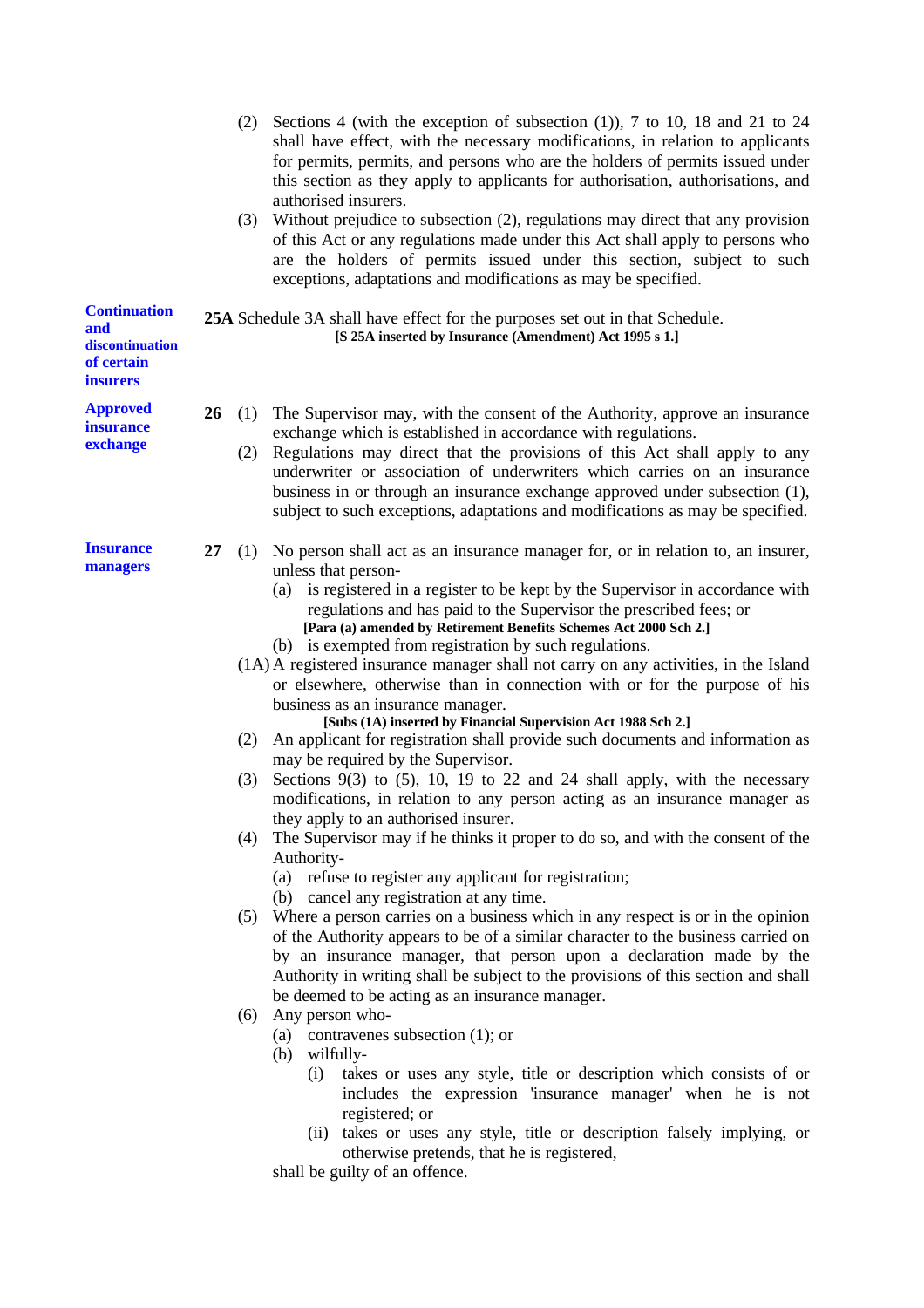(2) Sections 4 (with the exception of subsection (1)), 7 to 10, 18 and 21 to 24 shall have effect, with the necessary modifications, in relation to applicants for permits, permits, and persons who are the holders of permits issued under this section as they apply to applicants for authorisation, authorisations, and authorised insurers.

(3) Without prejudice to subsection (2), regulations may direct that any provision of this Act or any regulations made under this Act shall apply to persons who are the holders of permits issued under this section, subject to such exceptions, adaptations and modifications as may be specified.

**Continuation and discontinuation of certain insurers**

**25A** Schedule 3A shall have effect for the purposes set out in that Schedule.

**[S 25A inserted by Insurance (Amendment) Act 1995 s 1.]**

**Approved insurance exchange**

**26** (1) The Supervisor may, with the consent of the Authority, approve an insurance exchange which is established in accordance with regulations.

(2) Regulations may direct that the provisions of this Act shall apply to any underwriter or association of underwriters which carries on an insurance business in or through an insurance exchange approved under subsection (1), subject to such exceptions, adaptations and modifications as may be specified.

**Insurance managers**

**27** (1) No person shall act as an insurance manager for, or in relation to, an insurer, unless that person-

(a) is registered in a register to be kept by the Supervisor in accordance with regulations and has paid to the Supervisor the prescribed fees; or

**[Para (a) amended by Retirement Benefits Schemes Act 2000 Sch 2.]**

(b) is exempted from registration by such regulations.

(1A) A registered insurance manager shall not carry on any activities, in the Island or elsewhere, otherwise than in connection with or for the purpose of his business as an insurance manager.

**[Subs (1A) inserted by Financial Supervision Act 1988 Sch 2.]**

(2) An applicant for registration shall provide such documents and information as may be required by the Supervisor.

(3) Sections 9(3) to (5), 10, 19 to 22 and 24 shall apply, with the necessary modifications, in relation to any person acting as an insurance manager as they apply to an authorised insurer.

(4) The Supervisor may if he thinks it proper to do so, and with the consent of the Authority-

(a) refuse to register any applicant for registration;

(b) cancel any registration at any time.

(5) Where a person carries on a business which in any respect is or in the opinion of the Authority appears to be of a similar character to the business carried on by an insurance manager, that person upon a declaration made by the Authority in writing shall be subject to the provisions of this section and shall be deemed to be acting as an insurance manager.

(6) Any person who-

(a) contravenes subsection (1); or

(b) wilfully-

(i) takes or uses any style, title or description which consists of or includes the expression 'insurance manager' when he is not registered; or

(ii) takes or uses any style, title or description falsely implying, or otherwise pretends, that he is registered,

shall be guilty of an offence.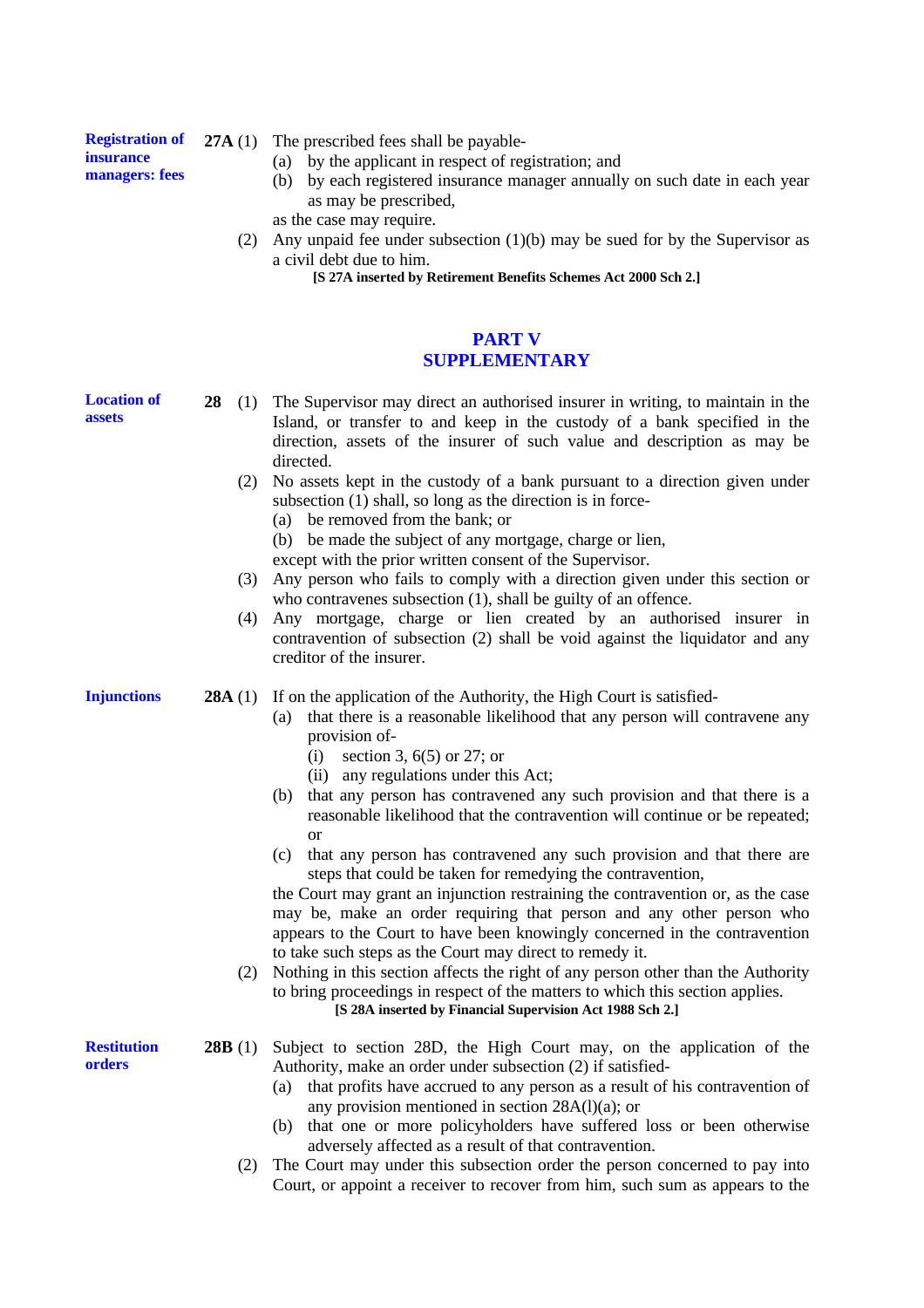**Registration of insurance managers: fees**

**27A** (1) The prescribed fees shall be payable-

(a) by the applicant in respect of registration; and

(b) by each registered insurance manager annually on such date in each year as may be prescribed,

as the case may require.

(2) Any unpaid fee under subsection (1)(b) may be sued for by the Supervisor as a civil debt due to him.

**[S 27A inserted by Retirement Benefits Schemes Act 2000 Sch 2.]**

## PART V
## SUPPLEMENTARY

**Location of assets**

**28** (1) The Supervisor may direct an authorised insurer in writing, to maintain in the Island, or transfer to and keep in the custody of a bank specified in the direction, assets of the insurer of such value and description as may be directed.

(2) No assets kept in the custody of a bank pursuant to a direction given under subsection (1) shall, so long as the direction is in force-

(a) be removed from the bank; or

(b) be made the subject of any mortgage, charge or lien,

except with the prior written consent of the Supervisor.

(3) Any person who fails to comply with a direction given under this section or who contravenes subsection (1), shall be guilty of an offence.

(4) Any mortgage, charge or lien created by an authorised insurer in contravention of subsection (2) shall be void against the liquidator and any creditor of the insurer.

**Injunctions**

**28A** (1) If on the application of the Authority, the High Court is satisfied-

(a) that there is a reasonable likelihood that any person will contravene any provision of-

(i) section 3, 6(5) or 27; or

(ii) any regulations under this Act;

(b) that any person has contravened any such provision and that there is a reasonable likelihood that the contravention will continue or be repeated; or

(c) that any person has contravened any such provision and that there are steps that could be taken for remedying the contravention,

the Court may grant an injunction restraining the contravention or, as the case may be, make an order requiring that person and any other person who appears to the Court to have been knowingly concerned in the contravention to take such steps as the Court may direct to remedy it.

(2) Nothing in this section affects the right of any person other than the Authority to bring proceedings in respect of the matters to which this section applies.

**[S 28A inserted by Financial Supervision Act 1988 Sch 2.]**

**Restitution orders**

**28B** (1) Subject to section 28D, the High Court may, on the application of the Authority, make an order under subsection (2) if satisfied-

(a) that profits have accrued to any person as a result of his contravention of any provision mentioned in section 28A(l)(a); or

(b) that one or more policyholders have suffered loss or been otherwise adversely affected as a result of that contravention.

(2) The Court may under this subsection order the person concerned to pay into Court, or appoint a receiver to recover from him, such sum as appears to the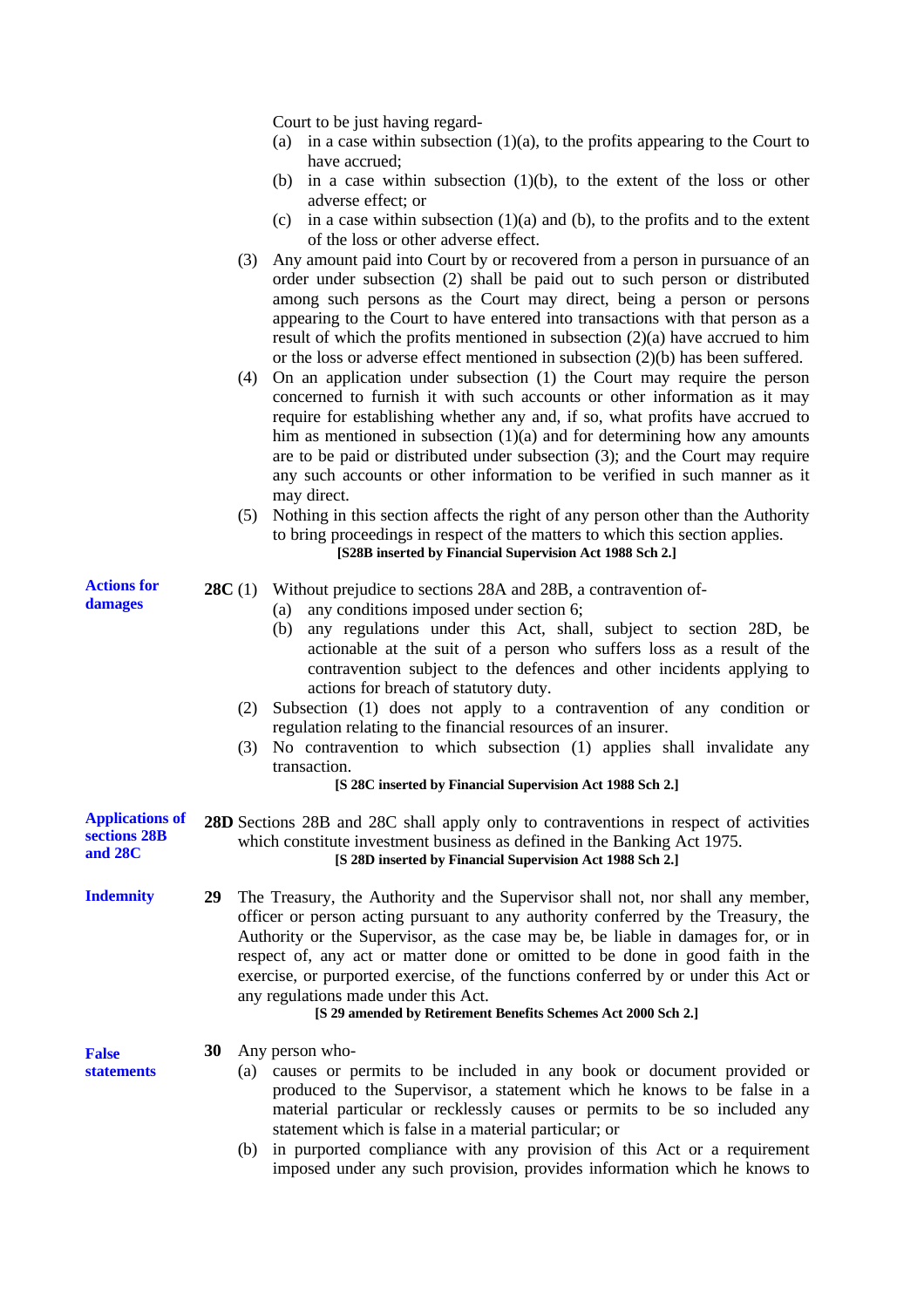Court to be just having regard-

(a) in a case within subsection (1)(a), to the profits appearing to the Court to have accrued;

(b) in a case within subsection (1)(b), to the extent of the loss or other adverse effect; or

(c) in a case within subsection (1)(a) and (b), to the profits and to the extent of the loss or other adverse effect.

(3) Any amount paid into Court by or recovered from a person in pursuance of an order under subsection (2) shall be paid out to such person or distributed among such persons as the Court may direct, being a person or persons appearing to the Court to have entered into transactions with that person as a result of which the profits mentioned in subsection (2)(a) have accrued to him or the loss or adverse effect mentioned in subsection (2)(b) has been suffered.

(4) On an application under subsection (1) the Court may require the person concerned to furnish it with such accounts or other information as it may require for establishing whether any and, if so, what profits have accrued to him as mentioned in subsection (1)(a) and for determining how any amounts are to be paid or distributed under subsection (3); and the Court may require any such accounts or other information to be verified in such manner as it may direct.

(5) Nothing in this section affects the right of any person other than the Authority to bring proceedings in respect of the matters to which this section applies.

**[S28B inserted by Financial Supervision Act 1988 Sch 2.]**

**Actions for damages**

**28C** (1) Without prejudice to sections 28A and 28B, a contravention of-

(a) any conditions imposed under section 6;

(b) any regulations under this Act, shall, subject to section 28D, be actionable at the suit of a person who suffers loss as a result of the contravention subject to the defences and other incidents applying to actions for breach of statutory duty.

(2) Subsection (1) does not apply to a contravention of any condition or regulation relating to the financial resources of an insurer.

(3) No contravention to which subsection (1) applies shall invalidate any transaction.

**[S 28C inserted by Financial Supervision Act 1988 Sch 2.]**

**Applications of sections 28B and 28C**

**28D** Sections 28B and 28C shall apply only to contraventions in respect of activities which constitute investment business as defined in the Banking Act 1975.

**[S 28D inserted by Financial Supervision Act 1988 Sch 2.]**

**Indemnity**

**29** The Treasury, the Authority and the Supervisor shall not, nor shall any member, officer or person acting pursuant to any authority conferred by the Treasury, the Authority or the Supervisor, as the case may be, be liable in damages for, or in respect of, any act or matter done or omitted to be done in good faith in the exercise, or purported exercise, of the functions conferred by or under this Act or any regulations made under this Act.

**[S 29 amended by Retirement Benefits Schemes Act 2000 Sch 2.]**

**False statements**

**30** Any person who-

(a) causes or permits to be included in any book or document provided or produced to the Supervisor, a statement which he knows to be false in a material particular or recklessly causes or permits to be so included any statement which is false in a material particular; or

(b) in purported compliance with any provision of this Act or a requirement imposed under any such provision, provides information which he knows to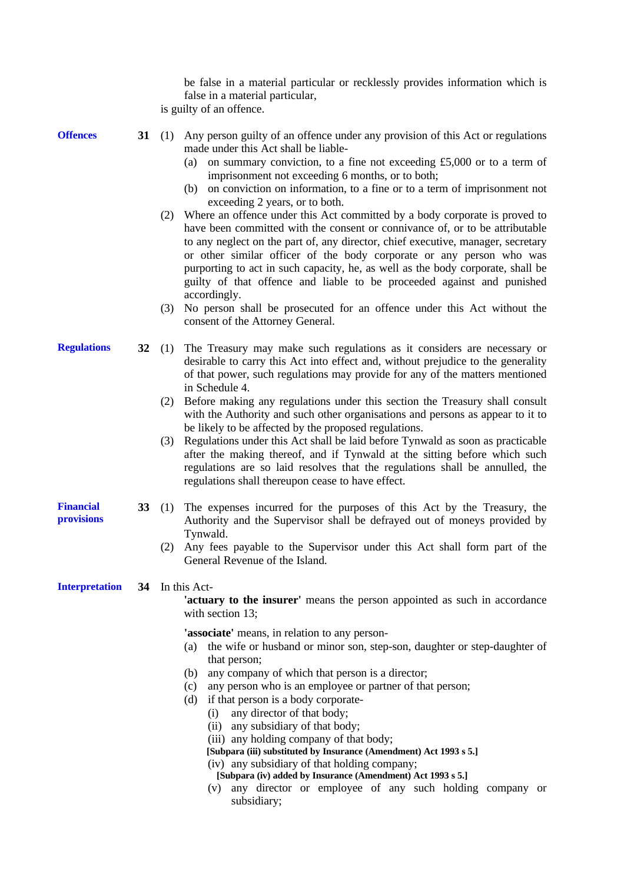be false in a material particular or recklessly provides information which is false in a material particular,

is guilty of an offence.

**Offences**

**31** (1) Any person guilty of an offence under any provision of this Act or regulations made under this Act shall be liable-

(a) on summary conviction, to a fine not exceeding £5,000 or to a term of imprisonment not exceeding 6 months, or to both;

(b) on conviction on information, to a fine or to a term of imprisonment not exceeding 2 years, or to both.

(2) Where an offence under this Act committed by a body corporate is proved to have been committed with the consent or connivance of, or to be attributable to any neglect on the part of, any director, chief executive, manager, secretary or other similar officer of the body corporate or any person who was purporting to act in such capacity, he, as well as the body corporate, shall be guilty of that offence and liable to be proceeded against and punished accordingly.

(3) No person shall be prosecuted for an offence under this Act without the consent of the Attorney General.

**Regulations**

**32** (1) The Treasury may make such regulations as it considers are necessary or desirable to carry this Act into effect and, without prejudice to the generality of that power, such regulations may provide for any of the matters mentioned in Schedule 4.

(2) Before making any regulations under this section the Treasury shall consult with the Authority and such other organisations and persons as appear to it to be likely to be affected by the proposed regulations.

(3) Regulations under this Act shall be laid before Tynwald as soon as practicable after the making thereof, and if Tynwald at the sitting before which such regulations are so laid resolves that the regulations shall be annulled, the regulations shall thereupon cease to have effect.

**Financial provisions**

**33** (1) The expenses incurred for the purposes of this Act by the Treasury, the Authority and the Supervisor shall be defrayed out of moneys provided by Tynwald.

(2) Any fees payable to the Supervisor under this Act shall form part of the General Revenue of the Island.

**Interpretation**

**34** In this Act-

**'actuary to the insurer'** means the person appointed as such in accordance with section 13;

**'associate'** means, in relation to any person-

(a) the wife or husband or minor son, step-son, daughter or step-daughter of that person;

(b) any company of which that person is a director;

(c) any person who is an employee or partner of that person;

(d) if that person is a body corporate-

(i) any director of that body;

(ii) any subsidiary of that body;

(iii) any holding company of that body;

**[Subpara (iii) substituted by Insurance (Amendment) Act 1993 s 5.]**

(iv) any subsidiary of that holding company;

**[Subpara (iv) added by Insurance (Amendment) Act 1993 s 5.]**

(v) any director or employee of any such holding company or subsidiary;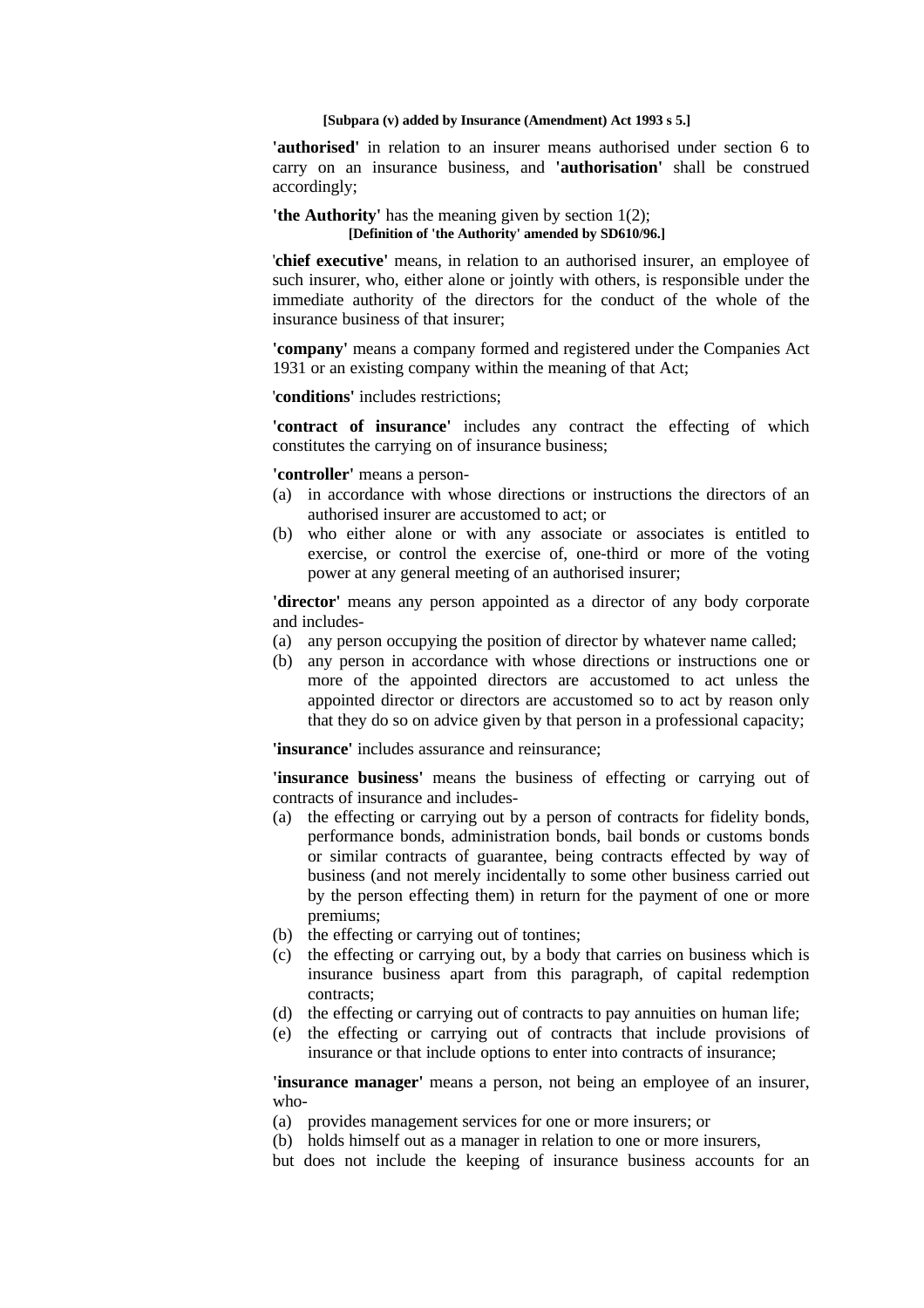**[Subpara (v) added by Insurance (Amendment) Act 1993 s 5.]**

**'authorised'** in relation to an insurer means authorised under section 6 to carry on an insurance business, and **'authorisation'** shall be construed accordingly;

**'the Authority'** has the meaning given by section 1(2);

**[Definition of 'the Authority' amended by SD610/96.]**

'**chief executive'** means, in relation to an authorised insurer, an employee of such insurer, who, either alone or jointly with others, is responsible under the immediate authority of the directors for the conduct of the whole of the insurance business of that insurer;

**'company'** means a company formed and registered under the Companies Act 1931 or an existing company within the meaning of that Act;

'**conditions'** includes restrictions;

**'contract of insurance'** includes any contract the effecting of which constitutes the carrying on of insurance business;

**'controller'** means a person-

(a) in accordance with whose directions or instructions the directors of an authorised insurer are accustomed to act; or
(b) who either alone or with any associate or associates is entitled to exercise, or control the exercise of, one-third or more of the voting power at any general meeting of an authorised insurer;

**'director'** means any person appointed as a director of any body corporate and includes-

(a) any person occupying the position of director by whatever name called;
(b) any person in accordance with whose directions or instructions one or more of the appointed directors are accustomed to act unless the appointed director or directors are accustomed so to act by reason only that they do so on advice given by that person in a professional capacity;

**'insurance'** includes assurance and reinsurance;

**'insurance business'** means the business of effecting or carrying out of contracts of insurance and includes-

(a) the effecting or carrying out by a person of contracts for fidelity bonds, performance bonds, administration bonds, bail bonds or customs bonds or similar contracts of guarantee, being contracts effected by way of business (and not merely incidentally to some other business carried out by the person effecting them) in return for the payment of one or more premiums;
(b) the effecting or carrying out of tontines;
(c) the effecting or carrying out, by a body that carries on business which is insurance business apart from this paragraph, of capital redemption contracts;
(d) the effecting or carrying out of contracts to pay annuities on human life;
(e) the effecting or carrying out of contracts that include provisions of insurance or that include options to enter into contracts of insurance;

**'insurance manager'** means a person, not being an employee of an insurer, who-

(a) provides management services for one or more insurers; or
(b) holds himself out as a manager in relation to one or more insurers,

but does not include the keeping of insurance business accounts for an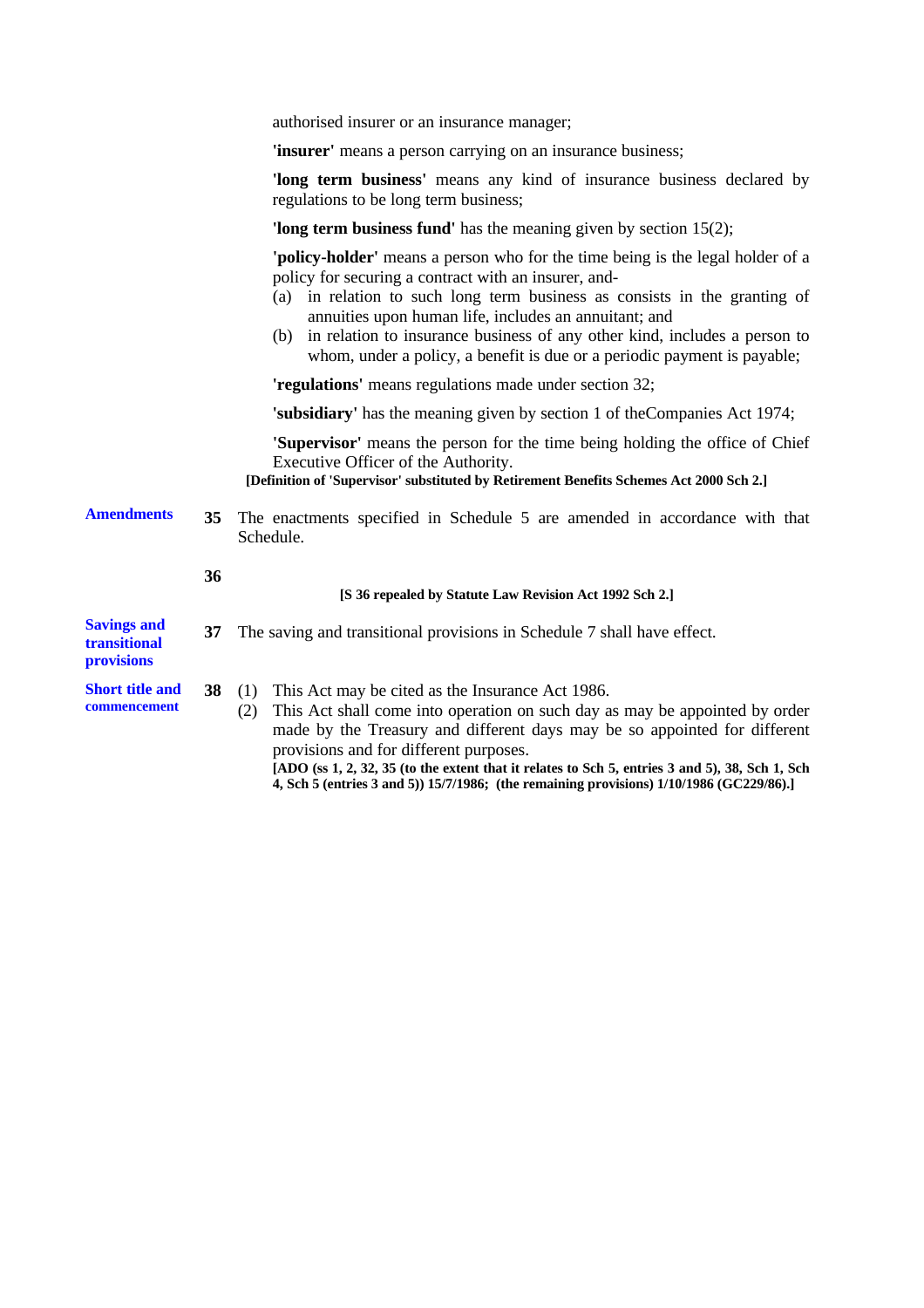authorised insurer or an insurance manager;

**'insurer'** means a person carrying on an insurance business;

**'long term business'** means any kind of insurance business declared by regulations to be long term business;

**'long term business fund'** has the meaning given by section 15(2);

**'policy-holder'** means a person who for the time being is the legal holder of a policy for securing a contract with an insurer, and-

(a) in relation to such long term business as consists in the granting of annuities upon human life, includes an annuitant; and
(b) in relation to insurance business of any other kind, includes a person to whom, under a policy, a benefit is due or a periodic payment is payable;

**'regulations'** means regulations made under section 32;

**'subsidiary'** has the meaning given by section 1 of theCompanies Act 1974;

**'Supervisor'** means the person for the time being holding the office of Chief Executive Officer of the Authority.

**[Definition of 'Supervisor' substituted by Retirement Benefits Schemes Act 2000 Sch 2.]**

**Amendments**

**35** The enactments specified in Schedule 5 are amended in accordance with that Schedule.

**36**

**[S 36 repealed by Statute Law Revision Act 1992 Sch 2.]**

**Savings and transitional provisions**

**37** The saving and transitional provisions in Schedule 7 shall have effect.

**Short title and commencement**

**38** (1) This Act may be cited as the Insurance Act 1986.

(2) This Act shall come into operation on such day as may be appointed by order made by the Treasury and different days may be so appointed for different provisions and for different purposes.

**[ADO (ss 1, 2, 32, 35 (to the extent that it relates to Sch 5, entries 3 and 5), 38, Sch 1, Sch 4, Sch 5 (entries 3 and 5)) 15/7/1986; (the remaining provisions) 1/10/1986 (GC229/86).]**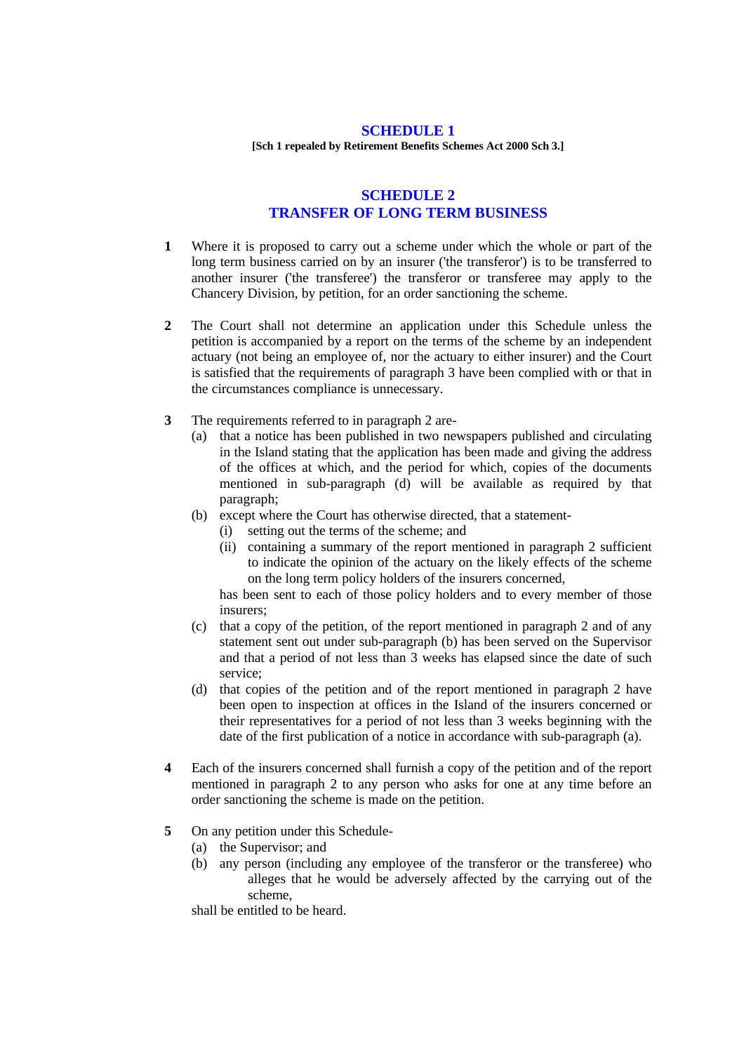## SCHEDULE 1

**[Sch 1 repealed by Retirement Benefits Schemes Act 2000 Sch 3.]**

## SCHEDULE 2
## TRANSFER OF LONG TERM BUSINESS

**1** Where it is proposed to carry out a scheme under which the whole or part of the long term business carried on by an insurer ('the transferor') is to be transferred to another insurer ('the transferee') the transferor or transferee may apply to the Chancery Division, by petition, for an order sanctioning the scheme.

**2** The Court shall not determine an application under this Schedule unless the petition is accompanied by a report on the terms of the scheme by an independent actuary (not being an employee of, nor the actuary to either insurer) and the Court is satisfied that the requirements of paragraph 3 have been complied with or that in the circumstances compliance is unnecessary.

**3** The requirements referred to in paragraph 2 are-

(a) that a notice has been published in two newspapers published and circulating in the Island stating that the application has been made and giving the address of the offices at which, and the period for which, copies of the documents mentioned in sub-paragraph (d) will be available as required by that paragraph;

(b) except where the Court has otherwise directed, that a statement-

(i) setting out the terms of the scheme; and

(ii) containing a summary of the report mentioned in paragraph 2 sufficient to indicate the opinion of the actuary on the likely effects of the scheme on the long term policy holders of the insurers concerned,

has been sent to each of those policy holders and to every member of those insurers;

(c) that a copy of the petition, of the report mentioned in paragraph 2 and of any statement sent out under sub-paragraph (b) has been served on the Supervisor and that a period of not less than 3 weeks has elapsed since the date of such service;

(d) that copies of the petition and of the report mentioned in paragraph 2 have been open to inspection at offices in the Island of the insurers concerned or their representatives for a period of not less than 3 weeks beginning with the date of the first publication of a notice in accordance with sub-paragraph (a).

**4** Each of the insurers concerned shall furnish a copy of the petition and of the report mentioned in paragraph 2 to any person who asks for one at any time before an order sanctioning the scheme is made on the petition.

**5** On any petition under this Schedule-

(a) the Supervisor; and

(b) any person (including any employee of the transferor or the transferee) who alleges that he would be adversely affected by the carrying out of the scheme,

shall be entitled to be heard.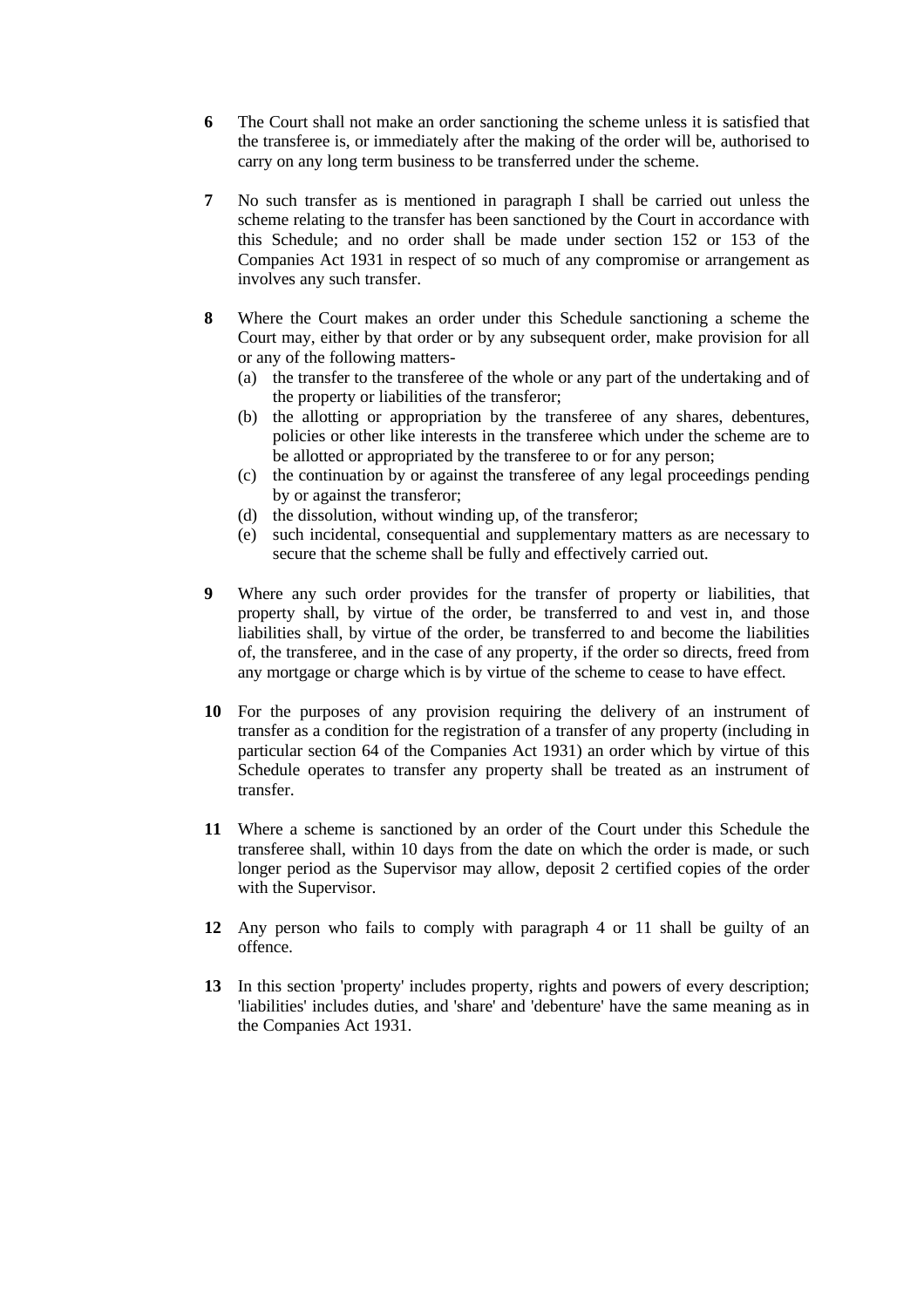**6** The Court shall not make an order sanctioning the scheme unless it is satisfied that the transferee is, or immediately after the making of the order will be, authorised to carry on any long term business to be transferred under the scheme.

**7** No such transfer as is mentioned in paragraph I shall be carried out unless the scheme relating to the transfer has been sanctioned by the Court in accordance with this Schedule; and no order shall be made under section 152 or 153 of the Companies Act 1931 in respect of so much of any compromise or arrangement as involves any such transfer.

**8** Where the Court makes an order under this Schedule sanctioning a scheme the Court may, either by that order or by any subsequent order, make provision for all or any of the following matters-

(a) the transfer to the transferee of the whole or any part of the undertaking and of the property or liabilities of the transferor;

(b) the allotting or appropriation by the transferee of any shares, debentures, policies or other like interests in the transferee which under the scheme are to be allotted or appropriated by the transferee to or for any person;

(c) the continuation by or against the transferee of any legal proceedings pending by or against the transferor;

(d) the dissolution, without winding up, of the transferor;

(e) such incidental, consequential and supplementary matters as are necessary to secure that the scheme shall be fully and effectively carried out.

**9** Where any such order provides for the transfer of property or liabilities, that property shall, by virtue of the order, be transferred to and vest in, and those liabilities shall, by virtue of the order, be transferred to and become the liabilities of, the transferee, and in the case of any property, if the order so directs, freed from any mortgage or charge which is by virtue of the scheme to cease to have effect.

**10** For the purposes of any provision requiring the delivery of an instrument of transfer as a condition for the registration of a transfer of any property (including in particular section 64 of the Companies Act 1931) an order which by virtue of this Schedule operates to transfer any property shall be treated as an instrument of transfer.

**11** Where a scheme is sanctioned by an order of the Court under this Schedule the transferee shall, within 10 days from the date on which the order is made, or such longer period as the Supervisor may allow, deposit 2 certified copies of the order with the Supervisor.

**12** Any person who fails to comply with paragraph 4 or 11 shall be guilty of an offence.

**13** In this section 'property' includes property, rights and powers of every description; 'liabilities' includes duties, and 'share' and 'debenture' have the same meaning as in the Companies Act 1931.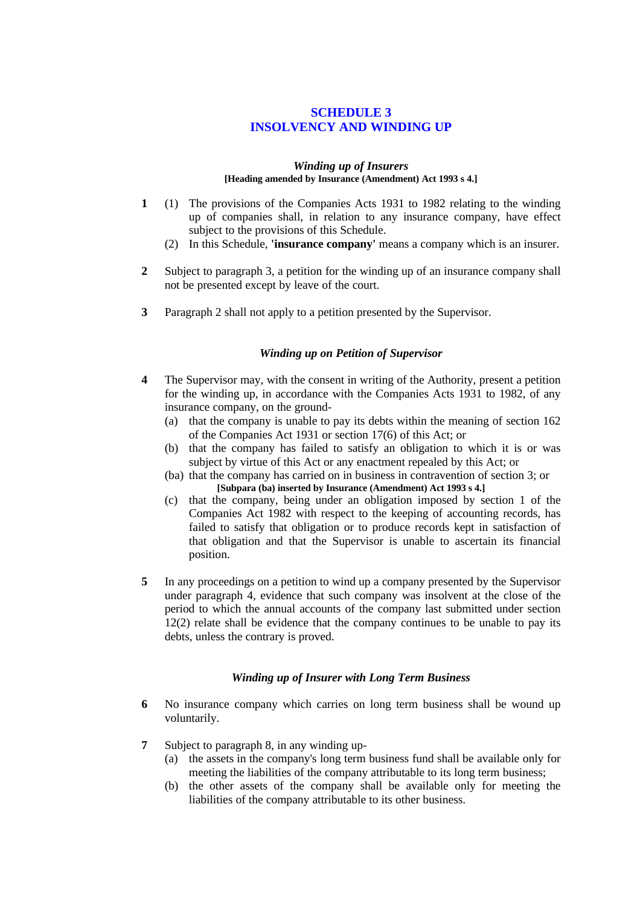# SCHEDULE 3
# INSOLVENCY AND WINDING UP

### *Winding up of Insurers*

**[Heading amended by Insurance (Amendment) Act 1993 s 4.]**

**1** (1) The provisions of the Companies Acts 1931 to 1982 relating to the winding up of companies shall, in relation to any insurance company, have effect subject to the provisions of this Schedule.

(2) In this Schedule, **'insurance company'** means a company which is an insurer.

**2** Subject to paragraph 3, a petition for the winding up of an insurance company shall not be presented except by leave of the court.

**3** Paragraph 2 shall not apply to a petition presented by the Supervisor.

### *Winding up on Petition of Supervisor*

**4** The Supervisor may, with the consent in writing of the Authority, present a petition for the winding up, in accordance with the Companies Acts 1931 to 1982, of any insurance company, on the ground-

(a) that the company is unable to pay its debts within the meaning of section 162 of the Companies Act 1931 or section 17(6) of this Act; or

(b) that the company has failed to satisfy an obligation to which it is or was subject by virtue of this Act or any enactment repealed by this Act; or

(ba) that the company has carried on in business in contravention of section 3; or

**[Subpara (ba) inserted by Insurance (Amendment) Act 1993 s 4.]**

(c) that the company, being under an obligation imposed by section 1 of the Companies Act 1982 with respect to the keeping of accounting records, has failed to satisfy that obligation or to produce records kept in satisfaction of that obligation and that the Supervisor is unable to ascertain its financial position.

**5** In any proceedings on a petition to wind up a company presented by the Supervisor under paragraph 4, evidence that such company was insolvent at the close of the period to which the annual accounts of the company last submitted under section 12(2) relate shall be evidence that the company continues to be unable to pay its debts, unless the contrary is proved.

### *Winding up of Insurer with Long Term Business*

**6** No insurance company which carries on long term business shall be wound up voluntarily.

**7** Subject to paragraph 8, in any winding up-

(a) the assets in the company's long term business fund shall be available only for meeting the liabilities of the company attributable to its long term business;

(b) the other assets of the company shall be available only for meeting the liabilities of the company attributable to its other business.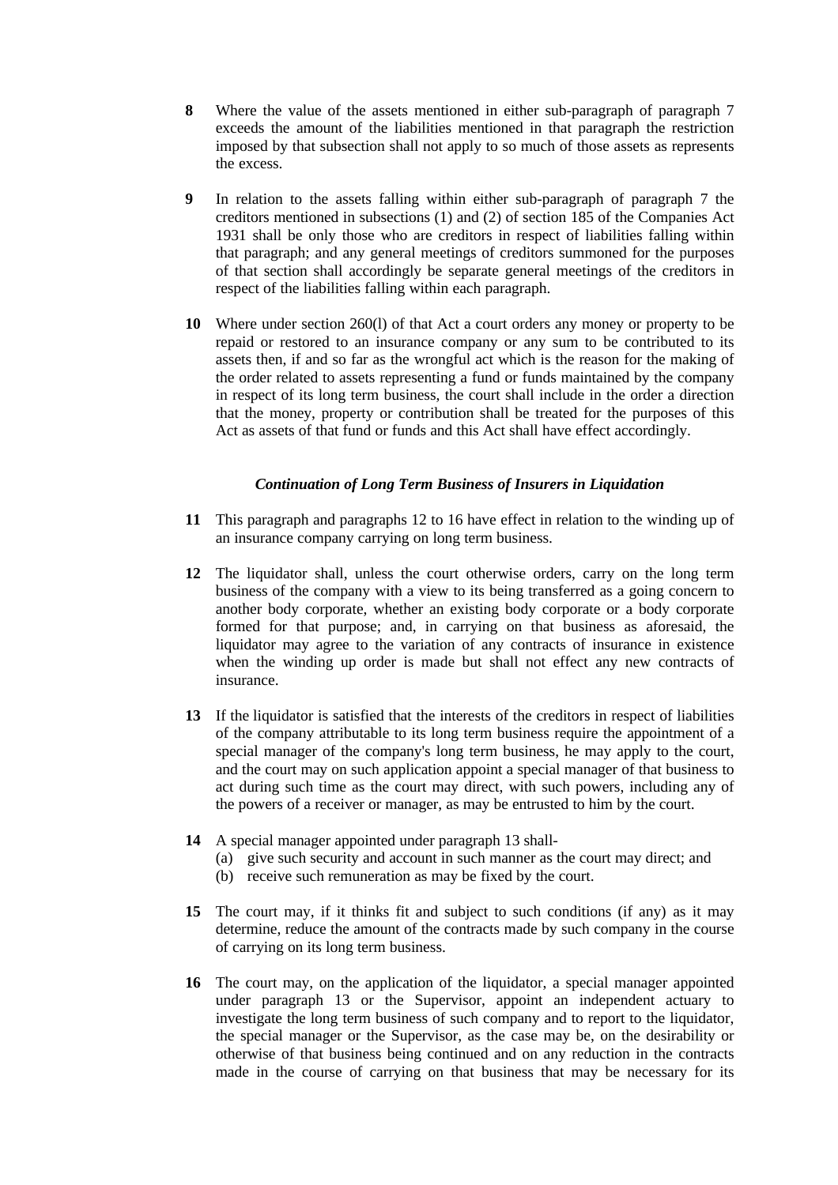**8** Where the value of the assets mentioned in either sub-paragraph of paragraph 7 exceeds the amount of the liabilities mentioned in that paragraph the restriction imposed by that subsection shall not apply to so much of those assets as represents the excess.

**9** In relation to the assets falling within either sub-paragraph of paragraph 7 the creditors mentioned in subsections (1) and (2) of section 185 of the Companies Act 1931 shall be only those who are creditors in respect of liabilities falling within that paragraph; and any general meetings of creditors summoned for the purposes of that section shall accordingly be separate general meetings of the creditors in respect of the liabilities falling within each paragraph.

**10** Where under section 260(l) of that Act a court orders any money or property to be repaid or restored to an insurance company or any sum to be contributed to its assets then, if and so far as the wrongful act which is the reason for the making of the order related to assets representing a fund or funds maintained by the company in respect of its long term business, the court shall include in the order a direction that the money, property or contribution shall be treated for the purposes of this Act as assets of that fund or funds and this Act shall have effect accordingly.

### *Continuation of Long Term Business of Insurers in Liquidation*

**11** This paragraph and paragraphs 12 to 16 have effect in relation to the winding up of an insurance company carrying on long term business.

**12** The liquidator shall, unless the court otherwise orders, carry on the long term business of the company with a view to its being transferred as a going concern to another body corporate, whether an existing body corporate or a body corporate formed for that purpose; and, in carrying on that business as aforesaid, the liquidator may agree to the variation of any contracts of insurance in existence when the winding up order is made but shall not effect any new contracts of insurance.

**13** If the liquidator is satisfied that the interests of the creditors in respect of liabilities of the company attributable to its long term business require the appointment of a special manager of the company's long term business, he may apply to the court, and the court may on such application appoint a special manager of that business to act during such time as the court may direct, with such powers, including any of the powers of a receiver or manager, as may be entrusted to him by the court.

**14** A special manager appointed under paragraph 13 shall-
(a) give such security and account in such manner as the court may direct; and
(b) receive such remuneration as may be fixed by the court.

**15** The court may, if it thinks fit and subject to such conditions (if any) as it may determine, reduce the amount of the contracts made by such company in the course of carrying on its long term business.

**16** The court may, on the application of the liquidator, a special manager appointed under paragraph 13 or the Supervisor, appoint an independent actuary to investigate the long term business of such company and to report to the liquidator, the special manager or the Supervisor, as the case may be, on the desirability or otherwise of that business being continued and on any reduction in the contracts made in the course of carrying on that business that may be necessary for its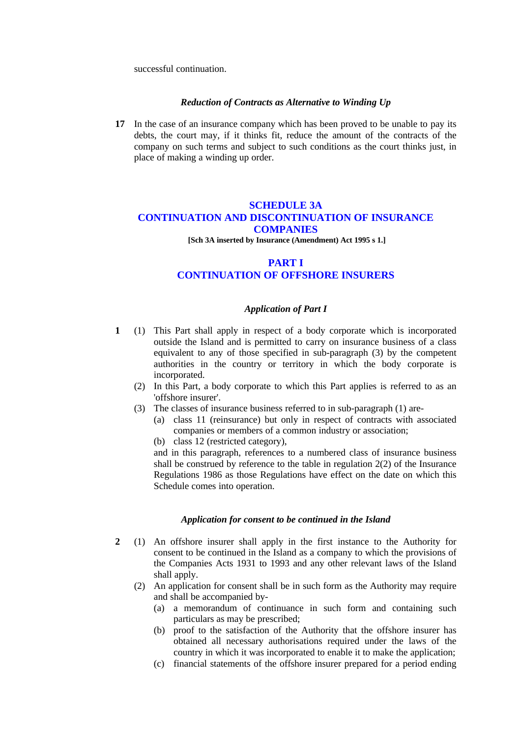successful continuation.

### *Reduction of Contracts as Alternative to Winding Up*

**17** In the case of an insurance company which has been proved to be unable to pay its debts, the court may, if it thinks fit, reduce the amount of the contracts of the company on such terms and subject to such conditions as the court thinks just, in place of making a winding up order.

## SCHEDULE 3A
## CONTINUATION AND DISCONTINUATION OF INSURANCE COMPANIES

**[Sch 3A inserted by Insurance (Amendment) Act 1995 s 1.]**

## PART I
## CONTINUATION OF OFFSHORE INSURERS

### *Application of Part I*

**1** (1) This Part shall apply in respect of a body corporate which is incorporated outside the Island and is permitted to carry on insurance business of a class equivalent to any of those specified in sub-paragraph (3) by the competent authorities in the country or territory in which the body corporate is incorporated.

(2) In this Part, a body corporate to which this Part applies is referred to as an 'offshore insurer'.

(3) The classes of insurance business referred to in sub-paragraph (1) are-

(a) class 11 (reinsurance) but only in respect of contracts with associated companies or members of a common industry or association;

(b) class 12 (restricted category),

and in this paragraph, references to a numbered class of insurance business shall be construed by reference to the table in regulation 2(2) of the Insurance Regulations 1986 as those Regulations have effect on the date on which this Schedule comes into operation.

### *Application for consent to be continued in the Island*

**2** (1) An offshore insurer shall apply in the first instance to the Authority for consent to be continued in the Island as a company to which the provisions of the Companies Acts 1931 to 1993 and any other relevant laws of the Island shall apply.

(2) An application for consent shall be in such form as the Authority may require and shall be accompanied by-

(a) a memorandum of continuance in such form and containing such particulars as may be prescribed;

(b) proof to the satisfaction of the Authority that the offshore insurer has obtained all necessary authorisations required under the laws of the country in which it was incorporated to enable it to make the application;

(c) financial statements of the offshore insurer prepared for a period ending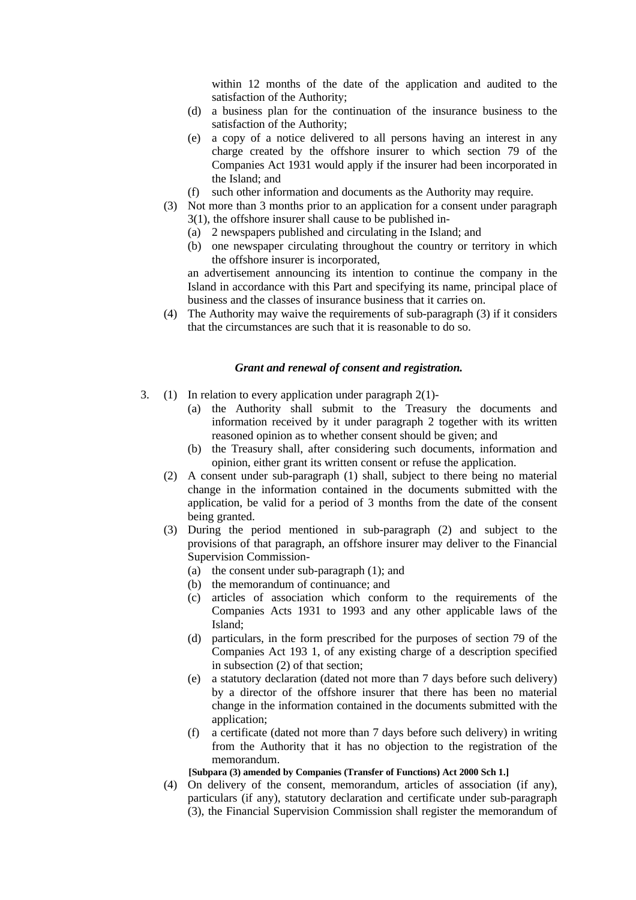within 12 months of the date of the application and audited to the satisfaction of the Authority;

(d) a business plan for the continuation of the insurance business to the satisfaction of the Authority;

(e) a copy of a notice delivered to all persons having an interest in any charge created by the offshore insurer to which section 79 of the Companies Act 1931 would apply if the insurer had been incorporated in the Island; and

(f) such other information and documents as the Authority may require.

(3) Not more than 3 months prior to an application for a consent under paragraph 3(1), the offshore insurer shall cause to be published in-

(a) 2 newspapers published and circulating in the Island; and

(b) one newspaper circulating throughout the country or territory in which the offshore insurer is incorporated,

an advertisement announcing its intention to continue the company in the Island in accordance with this Part and specifying its name, principal place of business and the classes of insurance business that it carries on.

(4) The Authority may waive the requirements of sub-paragraph (3) if it considers that the circumstances are such that it is reasonable to do so.

***Grant and renewal of consent and registration.***

3. (1) In relation to every application under paragraph 2(1)-

(a) the Authority shall submit to the Treasury the documents and information received by it under paragraph 2 together with its written reasoned opinion as to whether consent should be given; and

(b) the Treasury shall, after considering such documents, information and opinion, either grant its written consent or refuse the application.

(2) A consent under sub-paragraph (1) shall, subject to there being no material change in the information contained in the documents submitted with the application, be valid for a period of 3 months from the date of the consent being granted.

(3) During the period mentioned in sub-paragraph (2) and subject to the provisions of that paragraph, an offshore insurer may deliver to the Financial Supervision Commission-

(a) the consent under sub-paragraph (1); and

(b) the memorandum of continuance; and

(c) articles of association which conform to the requirements of the Companies Acts 1931 to 1993 and any other applicable laws of the Island;

(d) particulars, in the form prescribed for the purposes of section 79 of the Companies Act 193 1, of any existing charge of a description specified in subsection (2) of that section;

(e) a statutory declaration (dated not more than 7 days before such delivery) by a director of the offshore insurer that there has been no material change in the information contained in the documents submitted with the application;

(f) a certificate (dated not more than 7 days before such delivery) in writing from the Authority that it has no objection to the registration of the memorandum.

**[Subpara (3) amended by Companies (Transfer of Functions) Act 2000 Sch 1.]**

(4) On delivery of the consent, memorandum, articles of association (if any), particulars (if any), statutory declaration and certificate under sub-paragraph (3), the Financial Supervision Commission shall register the memorandum of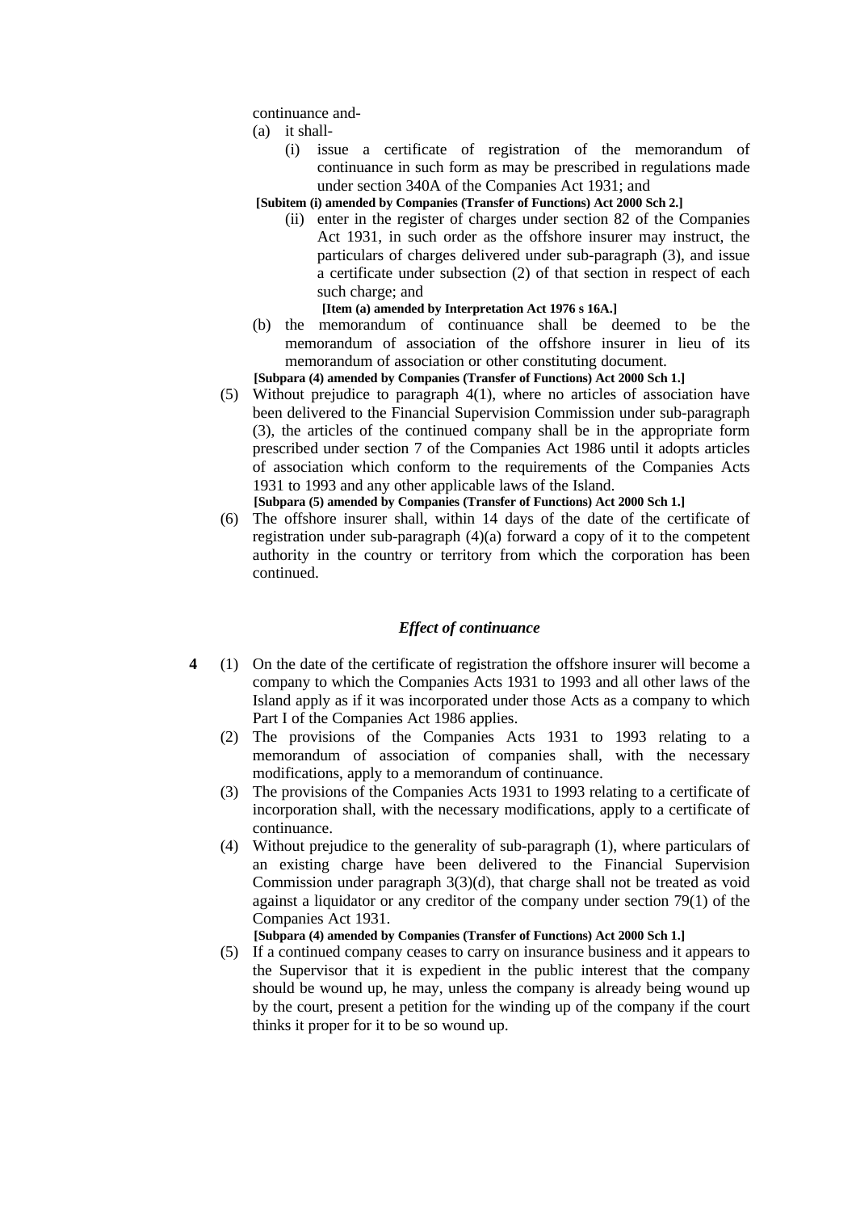continuance and-

(a) it shall-

   (i) issue a certificate of registration of the memorandum of continuance in such form as may be prescribed in regulations made under section 340A of the Companies Act 1931; and

**[Subitem (i) amended by Companies (Transfer of Functions) Act 2000 Sch 2.]**

   (ii) enter in the register of charges under section 82 of the Companies Act 1931, in such order as the offshore insurer may instruct, the particulars of charges delivered under sub-paragraph (3), and issue a certificate under subsection (2) of that section in respect of each such charge; and

   **[Item (a) amended by Interpretation Act 1976 s 16A.]**

(b) the memorandum of continuance shall be deemed to be the memorandum of association of the offshore insurer in lieu of its memorandum of association or other constituting document.

**[Subpara (4) amended by Companies (Transfer of Functions) Act 2000 Sch 1.]**

(5) Without prejudice to paragraph 4(1), where no articles of association have been delivered to the Financial Supervision Commission under sub-paragraph (3), the articles of the continued company shall be in the appropriate form prescribed under section 7 of the Companies Act 1986 until it adopts articles of association which conform to the requirements of the Companies Acts 1931 to 1993 and any other applicable laws of the Island.

**[Subpara (5) amended by Companies (Transfer of Functions) Act 2000 Sch 1.]**

(6) The offshore insurer shall, within 14 days of the date of the certificate of registration under sub-paragraph (4)(a) forward a copy of it to the competent authority in the country or territory from which the corporation has been continued.

### *Effect of continuance*

**4** (1) On the date of the certificate of registration the offshore insurer will become a company to which the Companies Acts 1931 to 1993 and all other laws of the Island apply as if it was incorporated under those Acts as a company to which Part I of the Companies Act 1986 applies.

(2) The provisions of the Companies Acts 1931 to 1993 relating to a memorandum of association of companies shall, with the necessary modifications, apply to a memorandum of continuance.

(3) The provisions of the Companies Acts 1931 to 1993 relating to a certificate of incorporation shall, with the necessary modifications, apply to a certificate of continuance.

(4) Without prejudice to the generality of sub-paragraph (1), where particulars of an existing charge have been delivered to the Financial Supervision Commission under paragraph 3(3)(d), that charge shall not be treated as void against a liquidator or any creditor of the company under section 79(1) of the Companies Act 1931.

**[Subpara (4) amended by Companies (Transfer of Functions) Act 2000 Sch 1.]**

(5) If a continued company ceases to carry on insurance business and it appears to the Supervisor that it is expedient in the public interest that the company should be wound up, he may, unless the company is already being wound up by the court, present a petition for the winding up of the company if the court thinks it proper for it to be so wound up.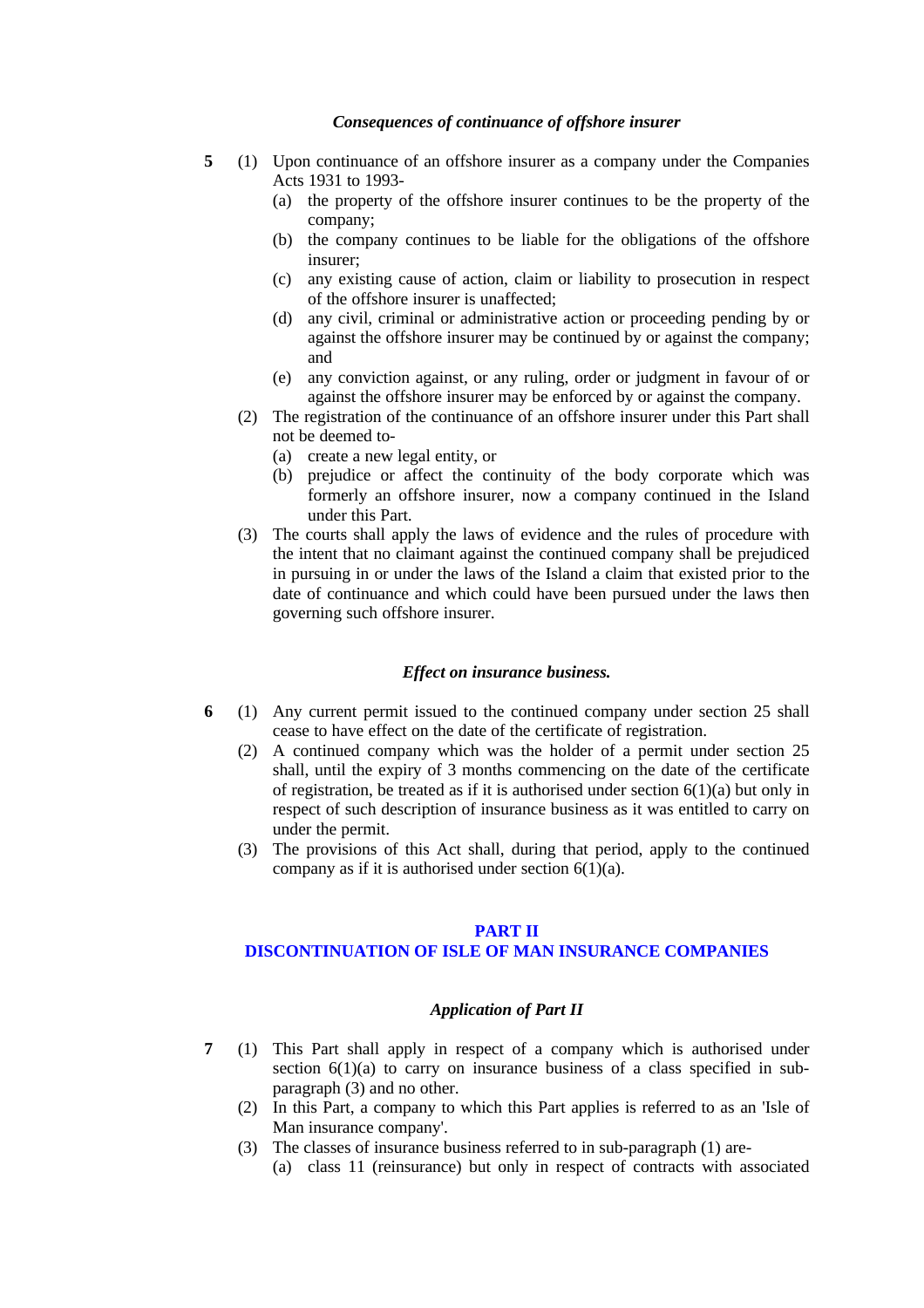### *Consequences of continuance of offshore insurer*

**5** (1) Upon continuance of an offshore insurer as a company under the Companies Acts 1931 to 1993-

(a) the property of the offshore insurer continues to be the property of the company;

(b) the company continues to be liable for the obligations of the offshore insurer;

(c) any existing cause of action, claim or liability to prosecution in respect of the offshore insurer is unaffected;

(d) any civil, criminal or administrative action or proceeding pending by or against the offshore insurer may be continued by or against the company; and

(e) any conviction against, or any ruling, order or judgment in favour of or against the offshore insurer may be enforced by or against the company.

(2) The registration of the continuance of an offshore insurer under this Part shall not be deemed to-

(a) create a new legal entity, or

(b) prejudice or affect the continuity of the body corporate which was formerly an offshore insurer, now a company continued in the Island under this Part.

(3) The courts shall apply the laws of evidence and the rules of procedure with the intent that no claimant against the continued company shall be prejudiced in pursuing in or under the laws of the Island a claim that existed prior to the date of continuance and which could have been pursued under the laws then governing such offshore insurer.

### *Effect on insurance business.*

**6** (1) Any current permit issued to the continued company under section 25 shall cease to have effect on the date of the certificate of registration.

(2) A continued company which was the holder of a permit under section 25 shall, until the expiry of 3 months commencing on the date of the certificate of registration, be treated as if it is authorised under section 6(1)(a) but only in respect of such description of insurance business as it was entitled to carry on under the permit.

(3) The provisions of this Act shall, during that period, apply to the continued company as if it is authorised under section 6(1)(a).

## PART II
## DISCONTINUATION OF ISLE OF MAN INSURANCE COMPANIES

### *Application of Part II*

**7** (1) This Part shall apply in respect of a company which is authorised under section 6(1)(a) to carry on insurance business of a class specified in sub-paragraph (3) and no other.

(2) In this Part, a company to which this Part applies is referred to as an 'Isle of Man insurance company'.

(3) The classes of insurance business referred to in sub-paragraph (1) are-

(a) class 11 (reinsurance) but only in respect of contracts with associated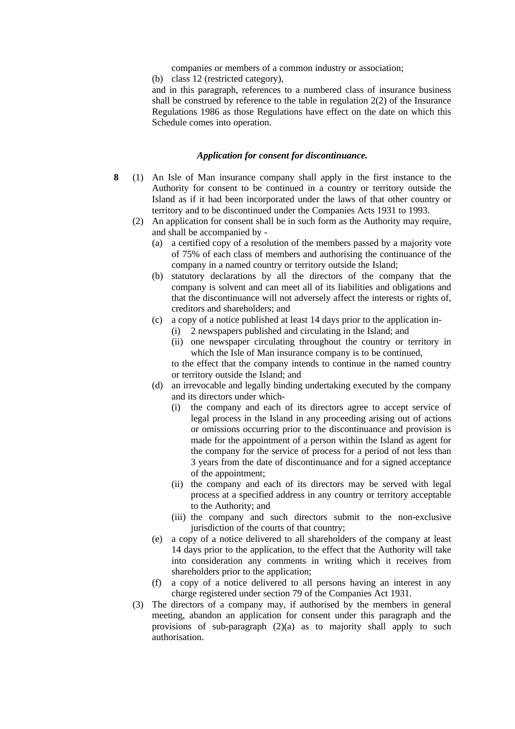companies or members of a common industry or association;

(b) class 12 (restricted category),

and in this paragraph, references to a numbered class of insurance business shall be construed by reference to the table in regulation 2(2) of the Insurance Regulations 1986 as those Regulations have effect on the date on which this Schedule comes into operation.

### *Application for consent for discontinuance.*

**8** (1) An Isle of Man insurance company shall apply in the first instance to the Authority for consent to be continued in a country or territory outside the Island as if it had been incorporated under the laws of that other country or territory and to be discontinued under the Companies Acts 1931 to 1993.

(2) An application for consent shall be in such form as the Authority may require, and shall be accompanied by -

(a) a certified copy of a resolution of the members passed by a majority vote of 75% of each class of members and authorising the continuance of the company in a named country or territory outside the Island;

(b) statutory declarations by all the directors of the company that the company is solvent and can meet all of its liabilities and obligations and that the discontinuance will not adversely affect the interests or rights of, creditors and shareholders; and

(c) a copy of a notice published at least 14 days prior to the application in-

(i) 2 newspapers published and circulating in the Island; and

(ii) one newspaper circulating throughout the country or territory in which the Isle of Man insurance company is to be continued,

to the effect that the company intends to continue in the named country or territory outside the Island; and

(d) an irrevocable and legally binding undertaking executed by the company and its directors under which-

(i) the company and each of its directors agree to accept service of legal process in the Island in any proceeding arising out of actions or omissions occurring prior to the discontinuance and provision is made for the appointment of a person within the Island as agent for the company for the service of process for a period of not less than 3 years from the date of discontinuance and for a signed acceptance of the appointment;

(ii) the company and each of its directors may be served with legal process at a specified address in any country or territory acceptable to the Authority; and

(iii) the company and such directors submit to the non-exclusive jurisdiction of the courts of that country;

(e) a copy of a notice delivered to all shareholders of the company at least 14 days prior to the application, to the effect that the Authority will take into consideration any comments in writing which it receives from shareholders prior to the application;

(f) a copy of a notice delivered to all persons having an interest in any charge registered under section 79 of the Companies Act 1931.

(3) The directors of a company may, if authorised by the members in general meeting, abandon an application for consent under this paragraph and the provisions of sub-paragraph (2)(a) as to majority shall apply to such authorisation.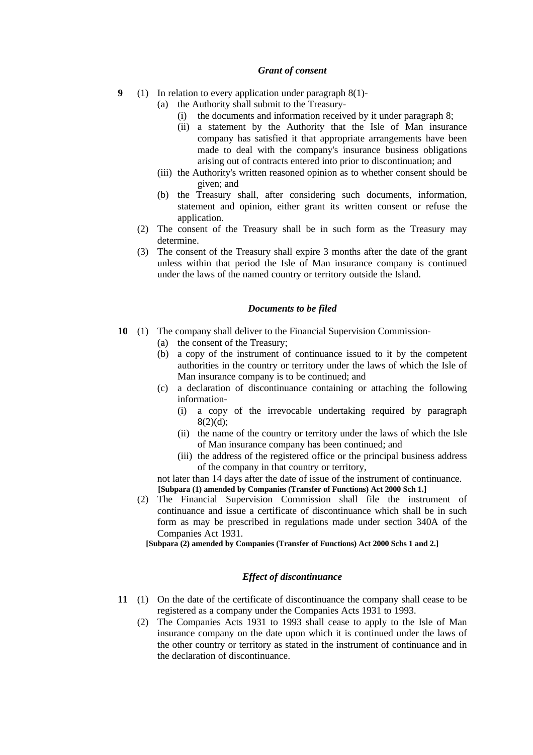### *Grant of consent*

**9** (1) In relation to every application under paragraph 8(1)-

(a) the Authority shall submit to the Treasury-

(i) the documents and information received by it under paragraph 8;

(ii) a statement by the Authority that the Isle of Man insurance company has satisfied it that appropriate arrangements have been made to deal with the company's insurance business obligations arising out of contracts entered into prior to discontinuation; and

(iii) the Authority's written reasoned opinion as to whether consent should be given; and

(b) the Treasury shall, after considering such documents, information, statement and opinion, either grant its written consent or refuse the application.

(2) The consent of the Treasury shall be in such form as the Treasury may determine.

(3) The consent of the Treasury shall expire 3 months after the date of the grant unless within that period the Isle of Man insurance company is continued under the laws of the named country or territory outside the Island.

### *Documents to be filed*

**10** (1) The company shall deliver to the Financial Supervision Commission-

(a) the consent of the Treasury;

(b) a copy of the instrument of continuance issued to it by the competent authorities in the country or territory under the laws of which the Isle of Man insurance company is to be continued; and

(c) a declaration of discontinuance containing or attaching the following information-

(i) a copy of the irrevocable undertaking required by paragraph 8(2)(d);

(ii) the name of the country or territory under the laws of which the Isle of Man insurance company has been continued; and

(iii) the address of the registered office or the principal business address of the company in that country or territory,

not later than 14 days after the date of issue of the instrument of continuance.

**[Subpara (1) amended by Companies (Transfer of Functions) Act 2000 Sch 1.]**

(2) The Financial Supervision Commission shall file the instrument of continuance and issue a certificate of discontinuance which shall be in such form as may be prescribed in regulations made under section 340A of the Companies Act 1931.

**[Subpara (2) amended by Companies (Transfer of Functions) Act 2000 Schs 1 and 2.]**

### *Effect of discontinuance*

**11** (1) On the date of the certificate of discontinuance the company shall cease to be registered as a company under the Companies Acts 1931 to 1993.

(2) The Companies Acts 1931 to 1993 shall cease to apply to the Isle of Man insurance company on the date upon which it is continued under the laws of the other country or territory as stated in the instrument of continuance and in the declaration of discontinuance.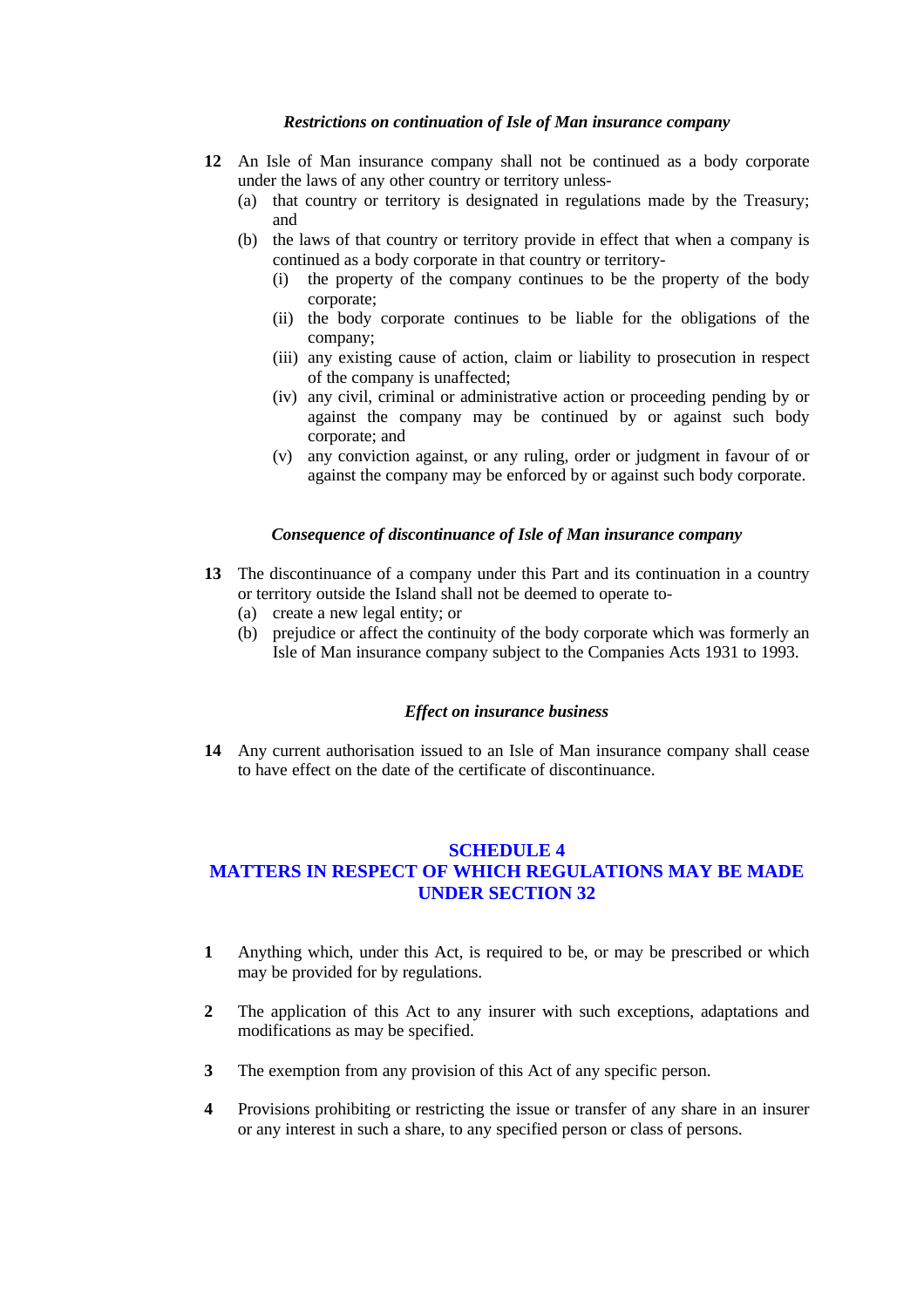*Restrictions on continuation of Isle of Man insurance company*

**12** An Isle of Man insurance company shall not be continued as a body corporate under the laws of any other country or territory unless-

(a) that country or territory is designated in regulations made by the Treasury; and

(b) the laws of that country or territory provide in effect that when a company is continued as a body corporate in that country or territory-

(i) the property of the company continues to be the property of the body corporate;

(ii) the body corporate continues to be liable for the obligations of the company;

(iii) any existing cause of action, claim or liability to prosecution in respect of the company is unaffected;

(iv) any civil, criminal or administrative action or proceeding pending by or against the company may be continued by or against such body corporate; and

(v) any conviction against, or any ruling, order or judgment in favour of or against the company may be enforced by or against such body corporate.

*Consequence of discontinuance of Isle of Man insurance company*

**13** The discontinuance of a company under this Part and its continuation in a country or territory outside the Island shall not be deemed to operate to-

(a) create a new legal entity; or

(b) prejudice or affect the continuity of the body corporate which was formerly an Isle of Man insurance company subject to the Companies Acts 1931 to 1993.

*Effect on insurance business*

**14** Any current authorisation issued to an Isle of Man insurance company shall cease to have effect on the date of the certificate of discontinuance.

## SCHEDULE 4
## MATTERS IN RESPECT OF WHICH REGULATIONS MAY BE MADE UNDER SECTION 32

**1** Anything which, under this Act, is required to be, or may be prescribed or which may be provided for by regulations.

**2** The application of this Act to any insurer with such exceptions, adaptations and modifications as may be specified.

**3** The exemption from any provision of this Act of any specific person.

**4** Provisions prohibiting or restricting the issue or transfer of any share in an insurer or any interest in such a share, to any specified person or class of persons.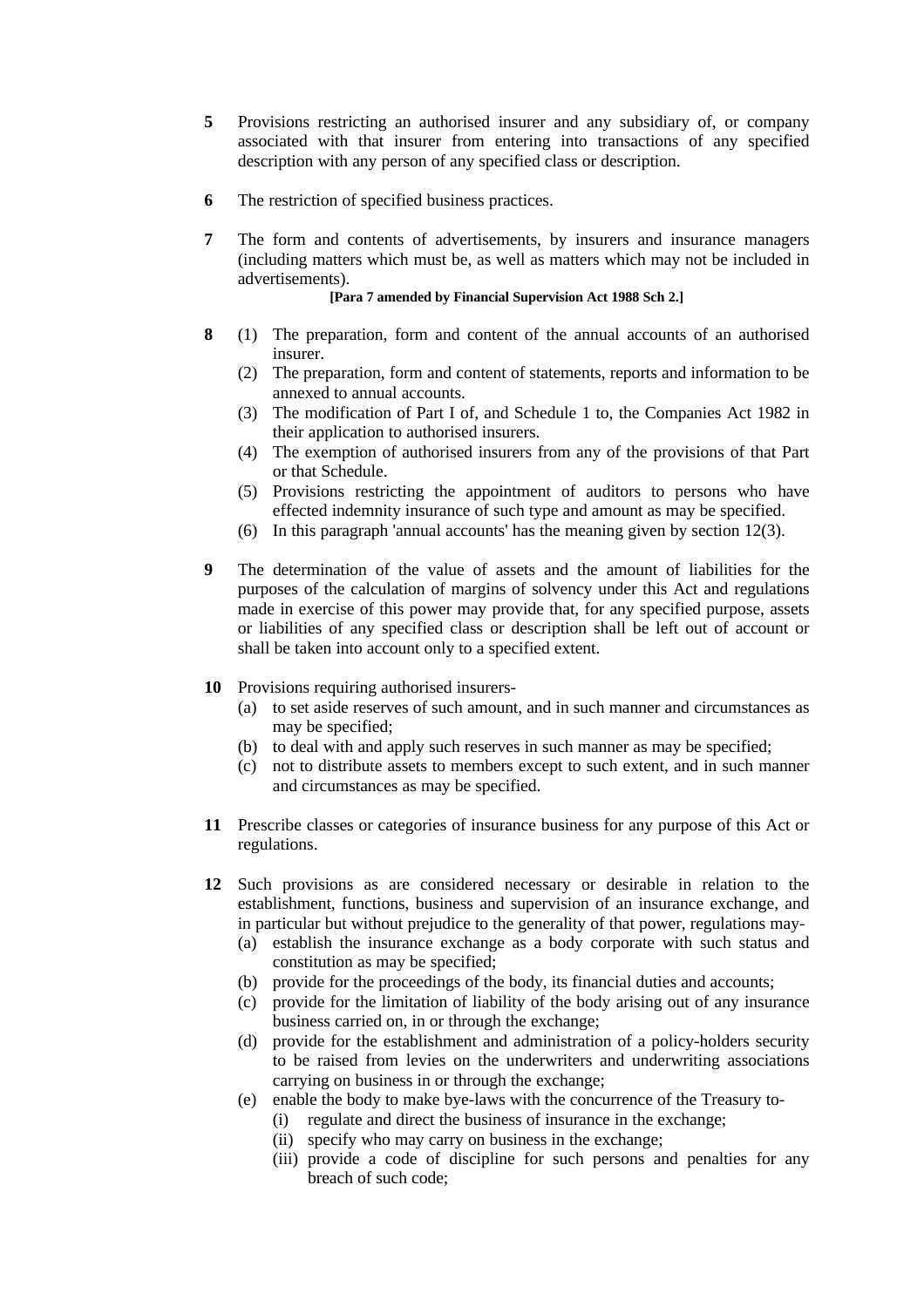**5** Provisions restricting an authorised insurer and any subsidiary of, or company associated with that insurer from entering into transactions of any specified description with any person of any specified class or description.

**6** The restriction of specified business practices.

**7** The form and contents of advertisements, by insurers and insurance managers (including matters which must be, as well as matters which may not be included in advertisements).

**[Para 7 amended by Financial Supervision Act 1988 Sch 2.]**

**8** (1) The preparation, form and content of the annual accounts of an authorised insurer.

(2) The preparation, form and content of statements, reports and information to be annexed to annual accounts.

(3) The modification of Part I of, and Schedule 1 to, the Companies Act 1982 in their application to authorised insurers.

(4) The exemption of authorised insurers from any of the provisions of that Part or that Schedule.

(5) Provisions restricting the appointment of auditors to persons who have effected indemnity insurance of such type and amount as may be specified.

(6) In this paragraph 'annual accounts' has the meaning given by section 12(3).

**9** The determination of the value of assets and the amount of liabilities for the purposes of the calculation of margins of solvency under this Act and regulations made in exercise of this power may provide that, for any specified purpose, assets or liabilities of any specified class or description shall be left out of account or shall be taken into account only to a specified extent.

**10** Provisions requiring authorised insurers-

(a) to set aside reserves of such amount, and in such manner and circumstances as may be specified;

(b) to deal with and apply such reserves in such manner as may be specified;

(c) not to distribute assets to members except to such extent, and in such manner and circumstances as may be specified.

**11** Prescribe classes or categories of insurance business for any purpose of this Act or regulations.

**12** Such provisions as are considered necessary or desirable in relation to the establishment, functions, business and supervision of an insurance exchange, and in particular but without prejudice to the generality of that power, regulations may-

(a) establish the insurance exchange as a body corporate with such status and constitution as may be specified;

(b) provide for the proceedings of the body, its financial duties and accounts;

(c) provide for the limitation of liability of the body arising out of any insurance business carried on, in or through the exchange;

(d) provide for the establishment and administration of a policy-holders security to be raised from levies on the underwriters and underwriting associations carrying on business in or through the exchange;

(e) enable the body to make bye-laws with the concurrence of the Treasury to-

(i) regulate and direct the business of insurance in the exchange;

(ii) specify who may carry on business in the exchange;

(iii) provide a code of discipline for such persons and penalties for any breach of such code;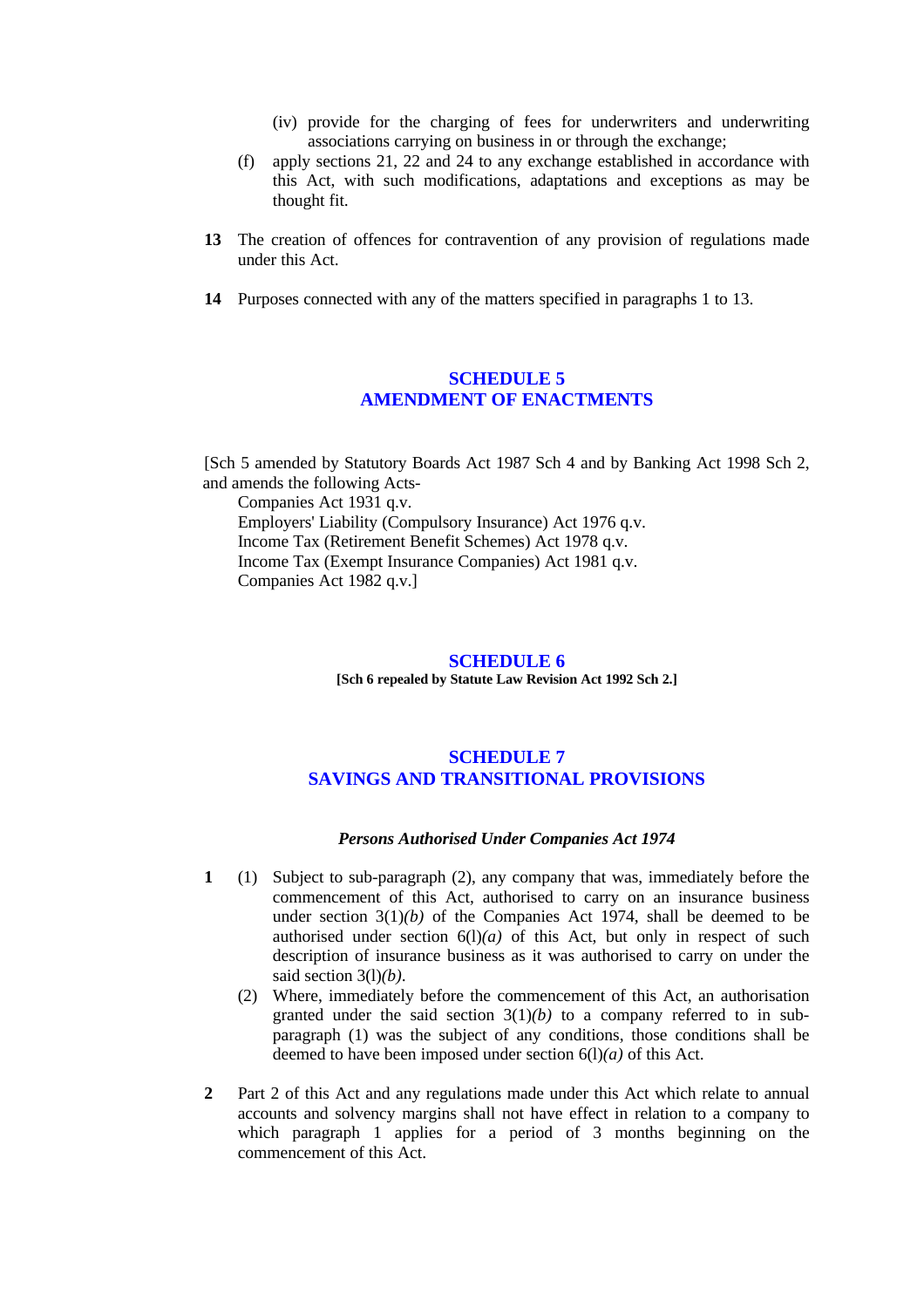(iv) provide for the charging of fees for underwriters and underwriting associations carrying on business in or through the exchange;

(f) apply sections 21, 22 and 24 to any exchange established in accordance with this Act, with such modifications, adaptations and exceptions as may be thought fit.

**13** The creation of offences for contravention of any provision of regulations made under this Act.

**14** Purposes connected with any of the matters specified in paragraphs 1 to 13.

## SCHEDULE 5
## AMENDMENT OF ENACTMENTS

[Sch 5 amended by Statutory Boards Act 1987 Sch 4 and by Banking Act 1998 Sch 2, and amends the following Acts-
Companies Act 1931 q.v.
Employers' Liability (Compulsory Insurance) Act 1976 q.v.
Income Tax (Retirement Benefit Schemes) Act 1978 q.v.
Income Tax (Exempt Insurance Companies) Act 1981 q.v.
Companies Act 1982 q.v.]

## SCHEDULE 6

**[Sch 6 repealed by Statute Law Revision Act 1992 Sch 2.]**

## SCHEDULE 7
## SAVINGS AND TRANSITIONAL PROVISIONS

### *Persons Authorised Under Companies Act 1974*

**1** (1) Subject to sub-paragraph (2), any company that was, immediately before the commencement of this Act, authorised to carry on an insurance business under section 3(1)*(b)* of the Companies Act 1974, shall be deemed to be authorised under section 6(l)*(a)* of this Act, but only in respect of such description of insurance business as it was authorised to carry on under the said section 3(l)*(b)*.

(2) Where, immediately before the commencement of this Act, an authorisation granted under the said section 3(1)*(b)* to a company referred to in sub-paragraph (1) was the subject of any conditions, those conditions shall be deemed to have been imposed under section 6(l)*(a)* of this Act.

**2** Part 2 of this Act and any regulations made under this Act which relate to annual accounts and solvency margins shall not have effect in relation to a company to which paragraph 1 applies for a period of 3 months beginning on the commencement of this Act.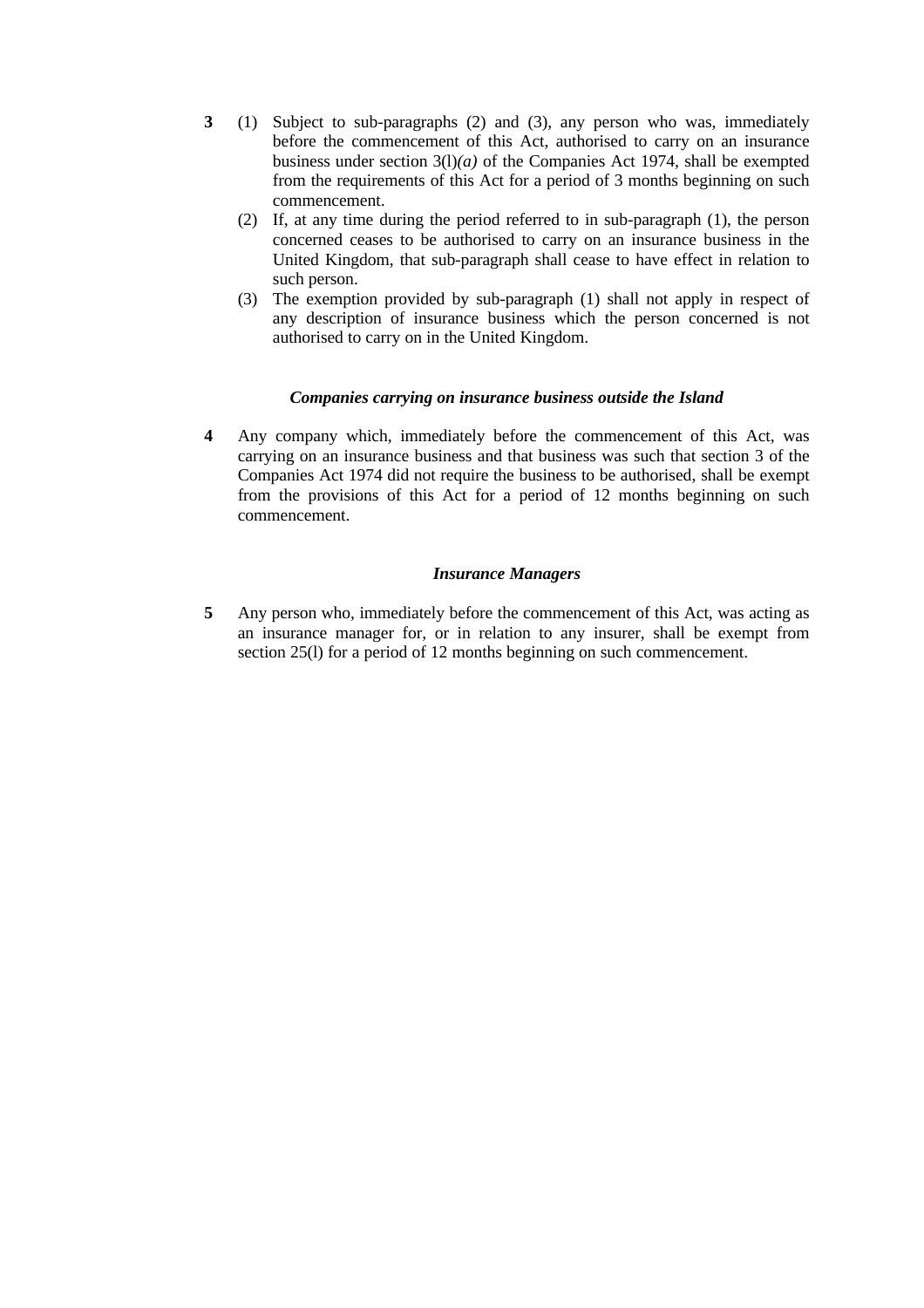**3** (1) Subject to sub-paragraphs (2) and (3), any person who was, immediately before the commencement of this Act, authorised to carry on an insurance business under section 3(l)*(a)* of the Companies Act 1974, shall be exempted from the requirements of this Act for a period of 3 months beginning on such commencement.

(2) If, at any time during the period referred to in sub-paragraph (1), the person concerned ceases to be authorised to carry on an insurance business in the United Kingdom, that sub-paragraph shall cease to have effect in relation to such person.

(3) The exemption provided by sub-paragraph (1) shall not apply in respect of any description of insurance business which the person concerned is not authorised to carry on in the United Kingdom.

***Companies carrying on insurance business outside the Island***

**4** Any company which, immediately before the commencement of this Act, was carrying on an insurance business and that business was such that section 3 of the Companies Act 1974 did not require the business to be authorised, shall be exempt from the provisions of this Act for a period of 12 months beginning on such commencement.

***Insurance Managers***

**5** Any person who, immediately before the commencement of this Act, was acting as an insurance manager for, or in relation to any insurer, shall be exempt from section 25(l) for a period of 12 months beginning on such commencement.